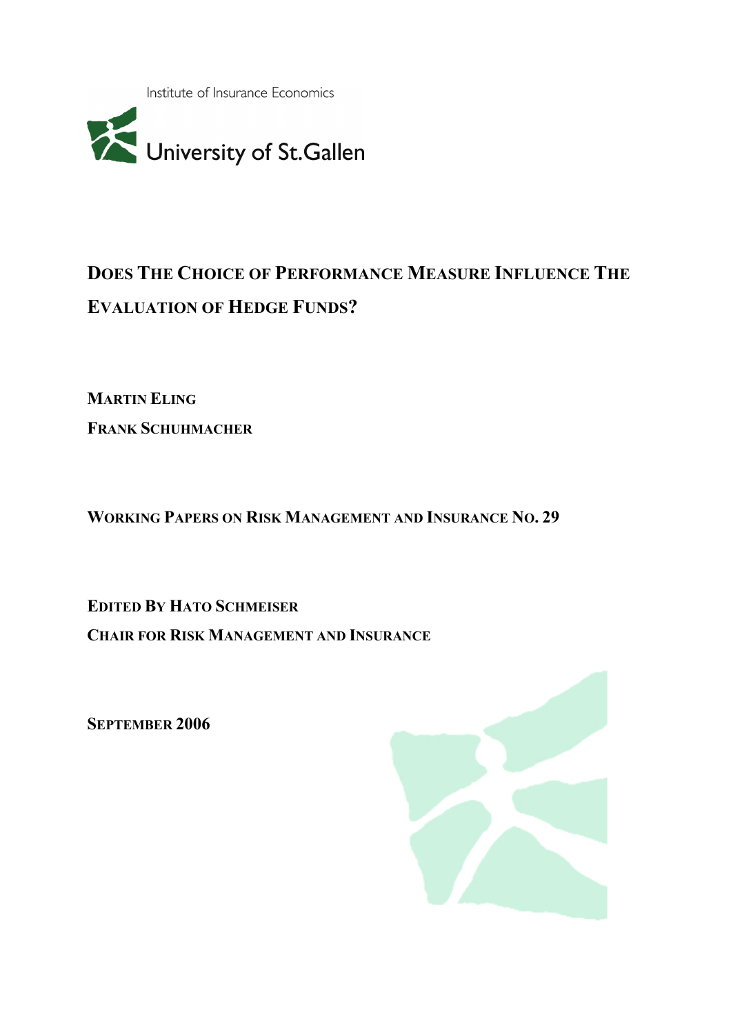Institute of Insurance Economics

University of St.Gallen

# Does The Choice of Performance Measure Influence The Evaluation of Hedge Funds?

**Martin Eling**

**Frank Schuhmacher**

**Working Papers on Risk Management and Insurance No. 29**

**Edited By Hato Schmeiser**

**Chair for Risk Management and Insurance**

**September 2006**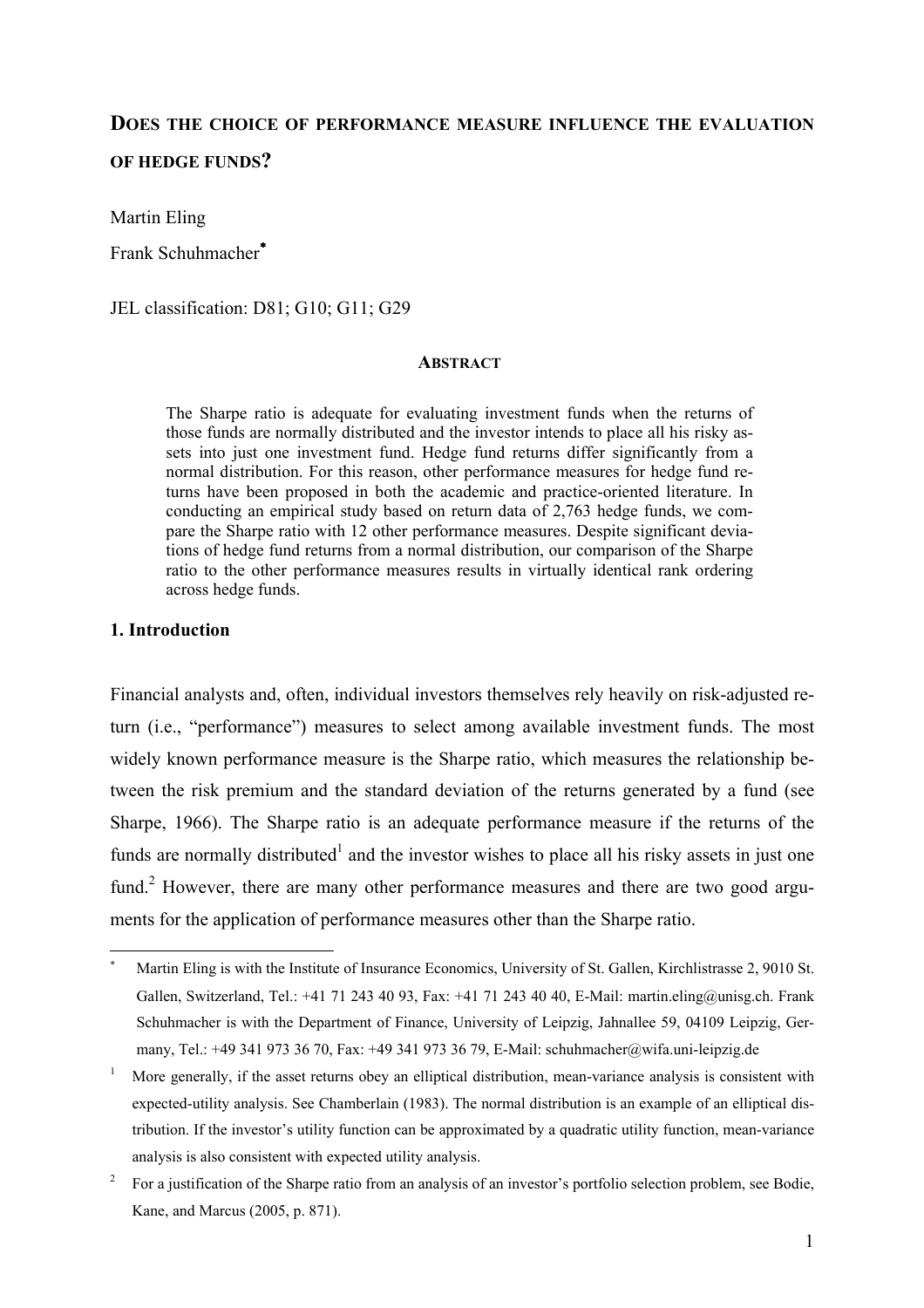# DOES THE CHOICE OF PERFORMANCE MEASURE INFLUENCE THE EVALUATION OF HEDGE FUNDS?

Martin Eling

Frank Schuhmacher*

JEL classification: D81; G10; G11; G29

### ABSTRACT

The Sharpe ratio is adequate for evaluating investment funds when the returns of those funds are normally distributed and the investor intends to place all his risky assets into just one investment fund. Hedge fund returns differ significantly from a normal distribution. For this reason, other performance measures for hedge fund returns have been proposed in both the academic and practice-oriented literature. In conducting an empirical study based on return data of 2,763 hedge funds, we compare the Sharpe ratio with 12 other performance measures. Despite significant deviations of hedge fund returns from a normal distribution, our comparison of the Sharpe ratio to the other performance measures results in virtually identical rank ordering across hedge funds.

## 1. Introduction

Financial analysts and, often, individual investors themselves rely heavily on risk-adjusted return (i.e., "performance") measures to select among available investment funds. The most widely known performance measure is the Sharpe ratio, which measures the relationship between the risk premium and the standard deviation of the returns generated by a fund (see Sharpe, 1966). The Sharpe ratio is an adequate performance measure if the returns of the funds are normally distributed[1] and the investor wishes to place all his risky assets in just one fund.[2] However, there are many other performance measures and there are two good arguments for the application of performance measures other than the Sharpe ratio.

---

* Martin Eling is with the Institute of Insurance Economics, University of St. Gallen, Kirchlistrasse 2, 9010 St. Gallen, Switzerland, Tel.: +41 71 243 40 93, Fax: +41 71 243 40 40, E-Mail: martin.eling@unisg.ch. Frank Schuhmacher is with the Department of Finance, University of Leipzig, Jahnallee 59, 04109 Leipzig, Germany, Tel.: +49 341 973 36 70, Fax: +49 341 973 36 79, E-Mail: schuhmacher@wifa.uni-leipzig.de

[1] More generally, if the asset returns obey an elliptical distribution, mean-variance analysis is consistent with expected-utility analysis. See Chamberlain (1983). The normal distribution is an example of an elliptical distribution. If the investor's utility function can be approximated by a quadratic utility function, mean-variance analysis is also consistent with expected utility analysis.

[2] For a justification of the Sharpe ratio from an analysis of an investor's portfolio selection problem, see Bodie, Kane, and Marcus (2005, p. 871).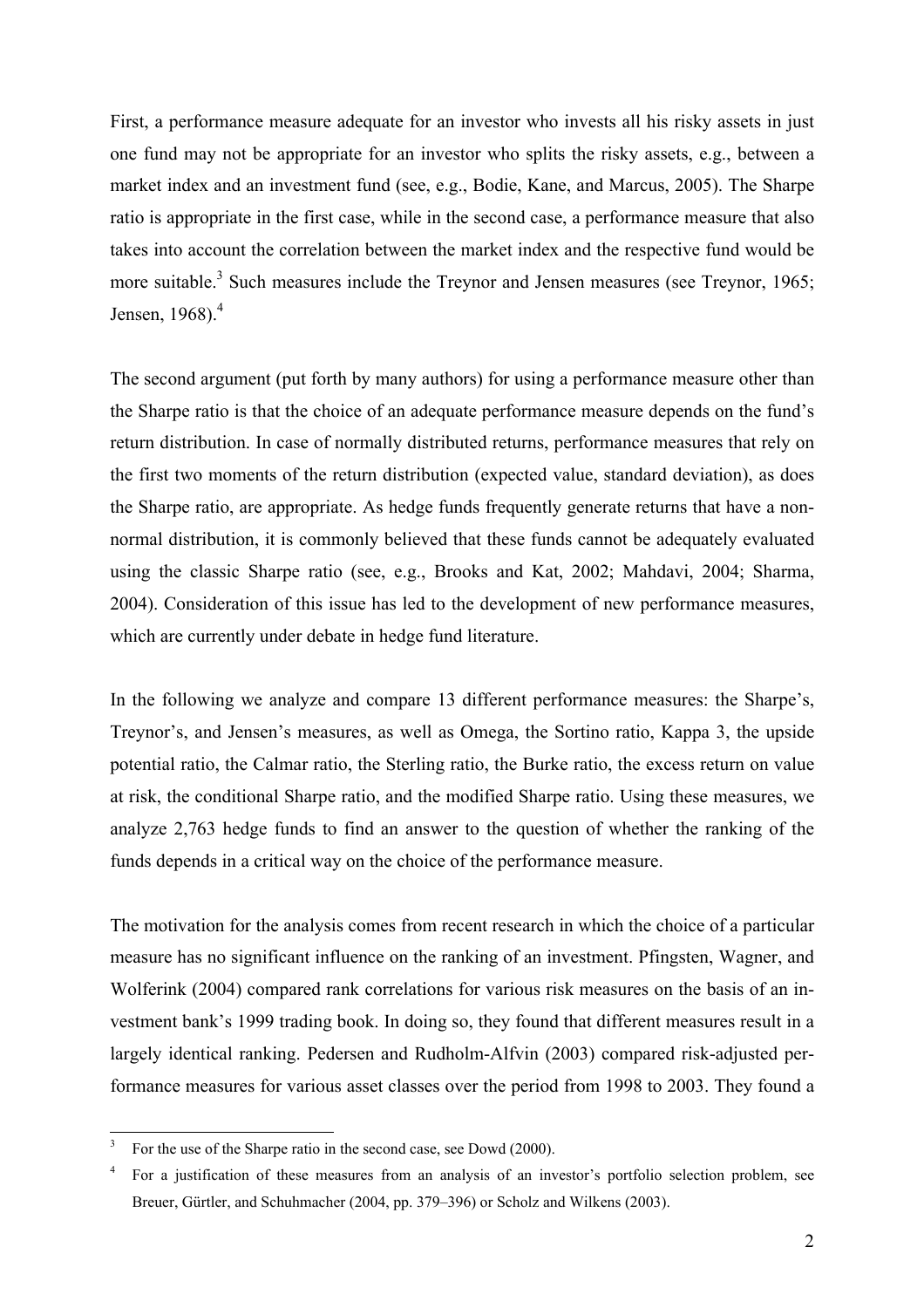First, a performance measure adequate for an investor who invests all his risky assets in just one fund may not be appropriate for an investor who splits the risky assets, e.g., between a market index and an investment fund (see, e.g., Bodie, Kane, and Marcus, 2005). The Sharpe ratio is appropriate in the first case, while in the second case, a performance measure that also takes into account the correlation between the market index and the respective fund would be more suitable.[3] Such measures include the Treynor and Jensen measures (see Treynor, 1965; Jensen, 1968).[4]

The second argument (put forth by many authors) for using a performance measure other than the Sharpe ratio is that the choice of an adequate performance measure depends on the fund's return distribution. In case of normally distributed returns, performance measures that rely on the first two moments of the return distribution (expected value, standard deviation), as does the Sharpe ratio, are appropriate. As hedge funds frequently generate returns that have a non-normal distribution, it is commonly believed that these funds cannot be adequately evaluated using the classic Sharpe ratio (see, e.g., Brooks and Kat, 2002; Mahdavi, 2004; Sharma, 2004). Consideration of this issue has led to the development of new performance measures, which are currently under debate in hedge fund literature.

In the following we analyze and compare 13 different performance measures: the Sharpe's, Treynor's, and Jensen's measures, as well as Omega, the Sortino ratio, Kappa 3, the upside potential ratio, the Calmar ratio, the Sterling ratio, the Burke ratio, the excess return on value at risk, the conditional Sharpe ratio, and the modified Sharpe ratio. Using these measures, we analyze 2,763 hedge funds to find an answer to the question of whether the ranking of the funds depends in a critical way on the choice of the performance measure.

The motivation for the analysis comes from recent research in which the choice of a particular measure has no significant influence on the ranking of an investment. Pfingsten, Wagner, and Wolferink (2004) compared rank correlations for various risk measures on the basis of an investment bank's 1999 trading book. In doing so, they found that different measures result in a largely identical ranking. Pedersen and Rudholm-Alfvin (2003) compared risk-adjusted performance measures for various asset classes over the period from 1998 to 2003. They found a

---

[3] For the use of the Sharpe ratio in the second case, see Dowd (2000).

[4] For a justification of these measures from an analysis of an investor's portfolio selection problem, see Breuer, Gürtler, and Schuhmacher (2004, pp. 379–396) or Scholz and Wilkens (2003).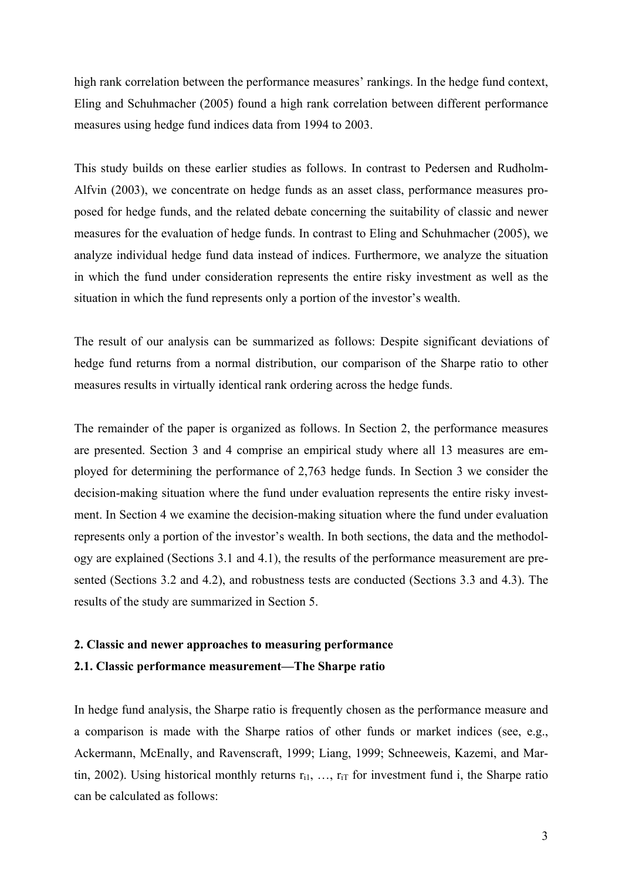high rank correlation between the performance measures' rankings. In the hedge fund context, Eling and Schuhmacher (2005) found a high rank correlation between different performance measures using hedge fund indices data from 1994 to 2003.

This study builds on these earlier studies as follows. In contrast to Pedersen and Rudholm-Alfvin (2003), we concentrate on hedge funds as an asset class, performance measures proposed for hedge funds, and the related debate concerning the suitability of classic and newer measures for the evaluation of hedge funds. In contrast to Eling and Schuhmacher (2005), we analyze individual hedge fund data instead of indices. Furthermore, we analyze the situation in which the fund under consideration represents the entire risky investment as well as the situation in which the fund represents only a portion of the investor's wealth.

The result of our analysis can be summarized as follows: Despite significant deviations of hedge fund returns from a normal distribution, our comparison of the Sharpe ratio to other measures results in virtually identical rank ordering across the hedge funds.

The remainder of the paper is organized as follows. In Section 2, the performance measures are presented. Section 3 and 4 comprise an empirical study where all 13 measures are employed for determining the performance of 2,763 hedge funds. In Section 3 we consider the decision-making situation where the fund under evaluation represents the entire risky investment. In Section 4 we examine the decision-making situation where the fund under evaluation represents only a portion of the investor's wealth. In both sections, the data and the methodology are explained (Sections 3.1 and 4.1), the results of the performance measurement are presented (Sections 3.2 and 4.2), and robustness tests are conducted (Sections 3.3 and 4.3). The results of the study are summarized in Section 5.

## 2. Classic and newer approaches to measuring performance

### 2.1. Classic performance measurement—The Sharpe ratio

In hedge fund analysis, the Sharpe ratio is frequently chosen as the performance measure and a comparison is made with the Sharpe ratios of other funds or market indices (see, e.g., Ackermann, McEnally, and Ravenscraft, 1999; Liang, 1999; Schneeweis, Kazemi, and Martin, 2002). Using historical monthly returns $r_{i1}, \ldots, r_{iT}$ for investment fund i, the Sharpe ratio can be calculated as follows: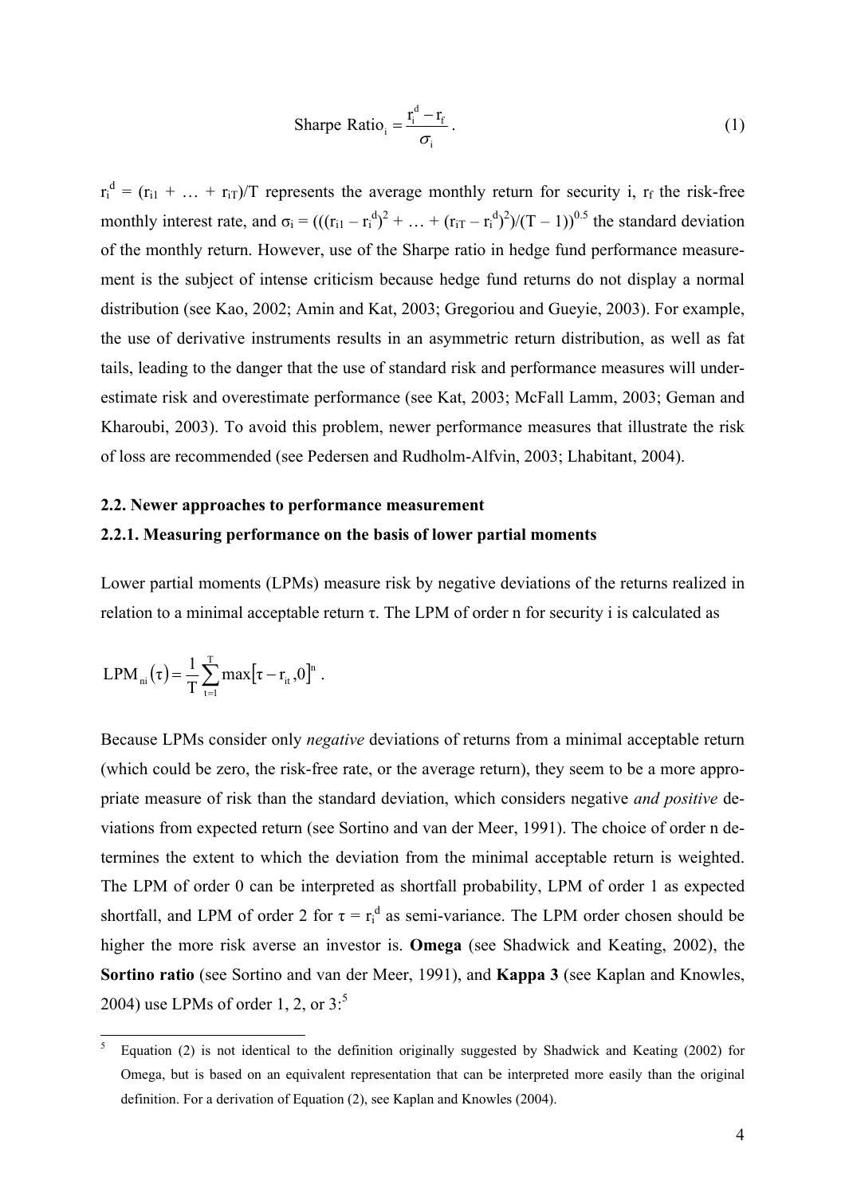$$\text{Sharpe Ratio}_i = \frac{r_i^d - r_f}{\sigma_i}. \tag{1}$$

$r_i^d = (r_{i1} + \ldots + r_{iT})/T$ represents the average monthly return for security i, $r_f$ the risk-free monthly interest rate, and $\sigma_i = (((r_{i1} - r_i^d)^2 + \ldots + (r_{iT} - r_i^d)^2)/(T-1))^{0.5}$ the standard deviation of the monthly return. However, use of the Sharpe ratio in hedge fund performance measurement is the subject of intense criticism because hedge fund returns do not display a normal distribution (see Kao, 2002; Amin and Kat, 2003; Gregoriou and Gueyie, 2003). For example, the use of derivative instruments results in an asymmetric return distribution, as well as fat tails, leading to the danger that the use of standard risk and performance measures will underestimate risk and overestimate performance (see Kat, 2003; McFall Lamm, 2003; Geman and Kharoubi, 2003). To avoid this problem, newer performance measures that illustrate the risk of loss are recommended (see Pedersen and Rudholm-Alfvin, 2003; Lhabitant, 2004).

## 2.2. Newer approaches to performance measurement

### 2.2.1. Measuring performance on the basis of lower partial moments

Lower partial moments (LPMs) measure risk by negative deviations of the returns realized in relation to a minimal acceptable return τ. The LPM of order n for security i is calculated as

$$\text{LPM}_{ni}(\tau) = \frac{1}{T}\sum_{t=1}^{T} \max\left[\tau - r_{it}, 0\right]^n.$$

Because LPMs consider only *negative* deviations of returns from a minimal acceptable return (which could be zero, the risk-free rate, or the average return), they seem to be a more appropriate measure of risk than the standard deviation, which considers negative *and positive* deviations from expected return (see Sortino and van der Meer, 1991). The choice of order n determines the extent to which the deviation from the minimal acceptable return is weighted. The LPM of order 0 can be interpreted as shortfall probability, LPM of order 1 as expected shortfall, and LPM of order 2 for $\tau = r_i^d$ as semi-variance. The LPM order chosen should be higher the more risk averse an investor is. **Omega** (see Shadwick and Keating, 2002), the **Sortino ratio** (see Sortino and van der Meer, 1991), and **Kappa 3** (see Kaplan and Knowles, 2004) use LPMs of order 1, 2, or 3:[5]

[5] Equation (2) is not identical to the definition originally suggested by Shadwick and Keating (2002) for Omega, but is based on an equivalent representation that can be interpreted more easily than the original definition. For a derivation of Equation (2), see Kaplan and Knowles (2004).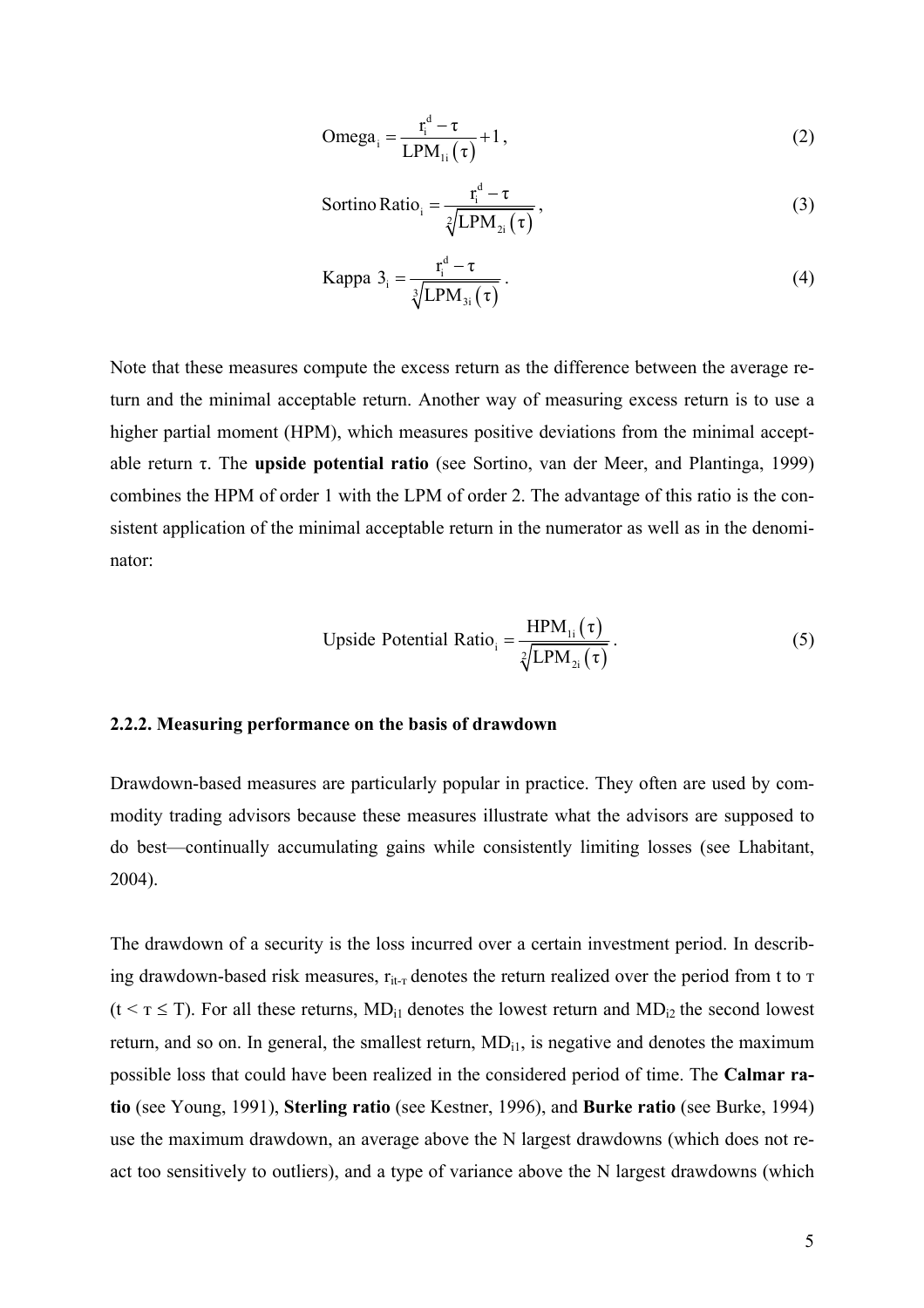$$\text{Omega}_i = \frac{r_i^d - \tau}{\text{LPM}_{1i}(\tau)} + 1, \tag{2}$$

$$\text{Sortino Ratio}_i = \frac{r_i^d - \tau}{\sqrt[2]{\text{LPM}_{2i}(\tau)}}, \tag{3}$$

$$\text{Kappa } 3_i = \frac{r_i^d - \tau}{\sqrt[3]{\text{LPM}_{3i}(\tau)}}. \tag{4}$$

Note that these measures compute the excess return as the difference between the average return and the minimal acceptable return. Another way of measuring excess return is to use a higher partial moment (HPM), which measures positive deviations from the minimal acceptable return $\tau$. The **upside potential ratio** (see Sortino, van der Meer, and Plantinga, 1999) combines the HPM of order 1 with the LPM of order 2. The advantage of this ratio is the consistent application of the minimal acceptable return in the numerator as well as in the denominator:

$$\text{Upside Potential Ratio}_i = \frac{\text{HPM}_{1i}(\tau)}{\sqrt[2]{\text{LPM}_{2i}(\tau)}}. \tag{5}$$

### 2.2.2. Measuring performance on the basis of drawdown

Drawdown-based measures are particularly popular in practice. They often are used by commodity trading advisors because these measures illustrate what the advisors are supposed to do best—continually accumulating gains while consistently limiting losses (see Lhabitant, 2004).

The drawdown of a security is the loss incurred over a certain investment period. In describing drawdown-based risk measures, $r_{it\text{-}T}$ denotes the return realized over the period from t to T ($t < T \leq T$). For all these returns, $MD_{i1}$ denotes the lowest return and $MD_{i2}$ the second lowest return, and so on. In general, the smallest return, $MD_{i1}$, is negative and denotes the maximum possible loss that could have been realized in the considered period of time. The **Calmar ratio** (see Young, 1991), **Sterling ratio** (see Kestner, 1996), and **Burke ratio** (see Burke, 1994) use the maximum drawdown, an average above the N largest drawdowns (which does not react too sensitively to outliers), and a type of variance above the N largest drawdowns (which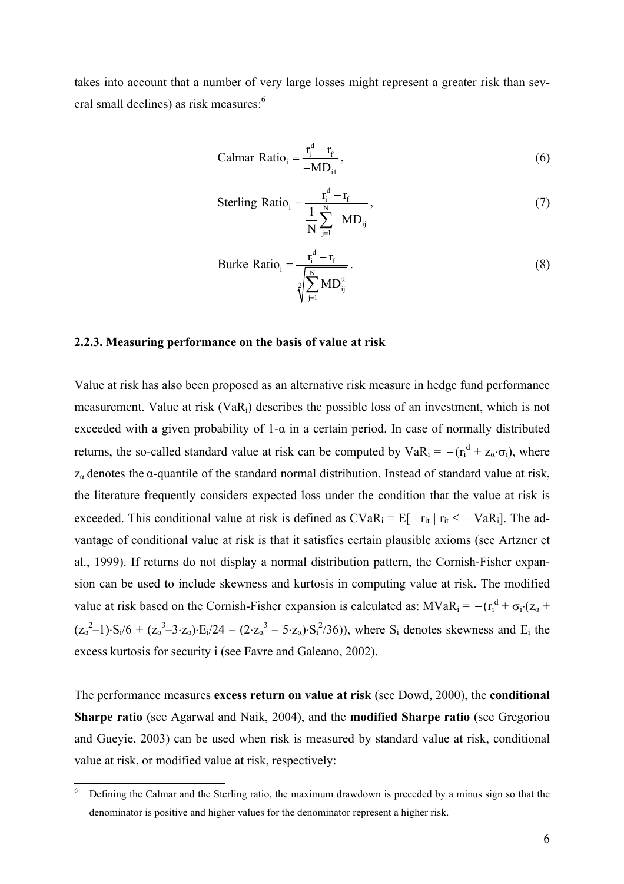takes into account that a number of very large losses might represent a greater risk than several small declines) as risk measures:[6]

$$\text{Calmar Ratio}_i = \frac{r_i^d - r_f}{-MD_{i1}}, \tag{6}$$

$$\text{Sterling Ratio}_i = \frac{r_i^d - r_f}{\frac{1}{N}\sum_{j=1}^{N} -MD_{ij}}, \tag{7}$$

$$\text{Burke Ratio}_i = \frac{r_i^d - r_f}{\sqrt[2]{\sum_{j=1}^{N} MD_{ij}^2}}. \tag{8}$$

### 2.2.3. Measuring performance on the basis of value at risk

Value at risk has also been proposed as an alternative risk measure in hedge fund performance measurement. Value at risk ($VaR_i$) describes the possible loss of an investment, which is not exceeded with a given probability of $1\text{-}\alpha$ in a certain period. In case of normally distributed returns, the so-called standard value at risk can be computed by $VaR_i = -(r_i^d + z_\alpha \cdot \sigma_i)$, where $z_\alpha$ denotes the $\alpha$-quantile of the standard normal distribution. Instead of standard value at risk, the literature frequently considers expected loss under the condition that the value at risk is exceeded. This conditional value at risk is defined as $CVaR_i = E[-r_{it} \mid r_{it} \leq -VaR_i]$. The advantage of conditional value at risk is that it satisfies certain plausible axioms (see Artzner et al., 1999). If returns do not display a normal distribution pattern, the Cornish-Fisher expansion can be used to include skewness and kurtosis in computing value at risk. The modified value at risk based on the Cornish-Fisher expansion is calculated as: $MVaR_i = -(r_i^d + \sigma_i \cdot (z_\alpha + (z_\alpha^2 - 1) \cdot S_i/6 + (z_\alpha^3 - 3 \cdot z_\alpha) \cdot E_i/24 - (2 \cdot z_\alpha^3 - 5 \cdot z_\alpha) \cdot S_i^2/36))$, where $S_i$ denotes skewness and $E_i$ the excess kurtosis for security i (see Favre and Galeano, 2002).

The performance measures **excess return on value at risk** (see Dowd, 2000), the **conditional Sharpe ratio** (see Agarwal and Naik, 2004), and the **modified Sharpe ratio** (see Gregoriou and Gueyie, 2003) can be used when risk is measured by standard value at risk, conditional value at risk, or modified value at risk, respectively:

[6] Defining the Calmar and the Sterling ratio, the maximum drawdown is preceded by a minus sign so that the denominator is positive and higher values for the denominator represent a higher risk.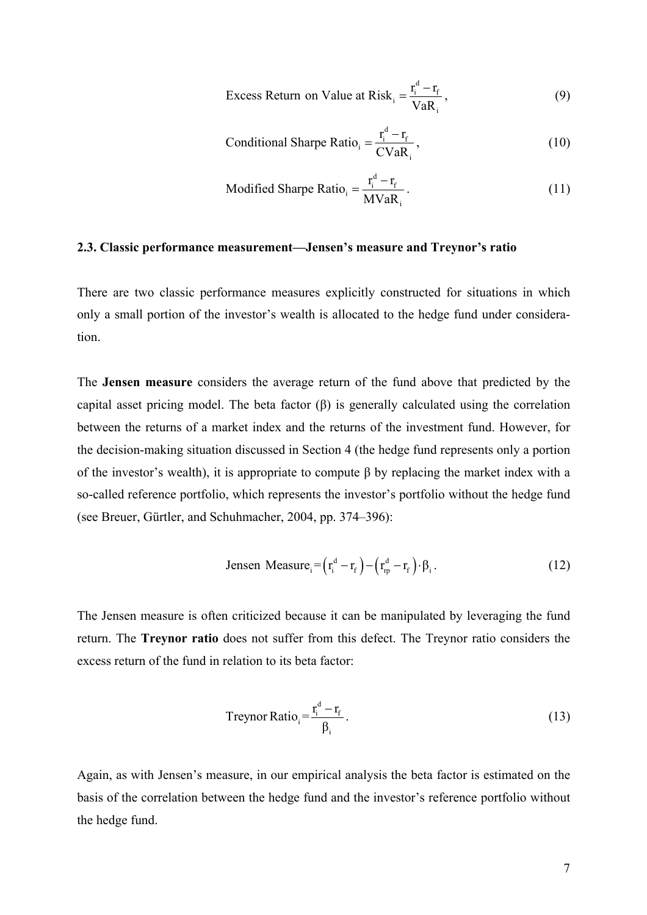$$\text{Excess Return on Value at Risk}_i = \frac{r_i^d - r_f}{\text{VaR}_i}, \tag{9}$$

$$\text{Conditional Sharpe Ratio}_i = \frac{r_i^d - r_f}{\text{CVaR}_i}, \tag{10}$$

$$\text{Modified Sharpe Ratio}_i = \frac{r_i^d - r_f}{\text{MVaR}_i}. \tag{11}$$

### 2.3. Classic performance measurement—Jensen's measure and Treynor's ratio

There are two classic performance measures explicitly constructed for situations in which only a small portion of the investor's wealth is allocated to the hedge fund under consideration.

The **Jensen measure** considers the average return of the fund above that predicted by the capital asset pricing model. The beta factor ($\beta$) is generally calculated using the correlation between the returns of a market index and the returns of the investment fund. However, for the decision-making situation discussed in Section 4 (the hedge fund represents only a portion of the investor's wealth), it is appropriate to compute $\beta$ by replacing the market index with a so-called reference portfolio, which represents the investor's portfolio without the hedge fund (see Breuer, Gürtler, and Schuhmacher, 2004, pp. 374–396):

$$\text{Jensen Measure}_i = \left(r_i^d - r_f\right) - \left(r_{rp}^d - r_f\right) \cdot \beta_i. \tag{12}$$

The Jensen measure is often criticized because it can be manipulated by leveraging the fund return. The **Treynor ratio** does not suffer from this defect. The Treynor ratio considers the excess return of the fund in relation to its beta factor:

$$\text{Treynor Ratio}_i = \frac{r_i^d - r_f}{\beta_i}. \tag{13}$$

Again, as with Jensen's measure, in our empirical analysis the beta factor is estimated on the basis of the correlation between the hedge fund and the investor's reference portfolio without the hedge fund.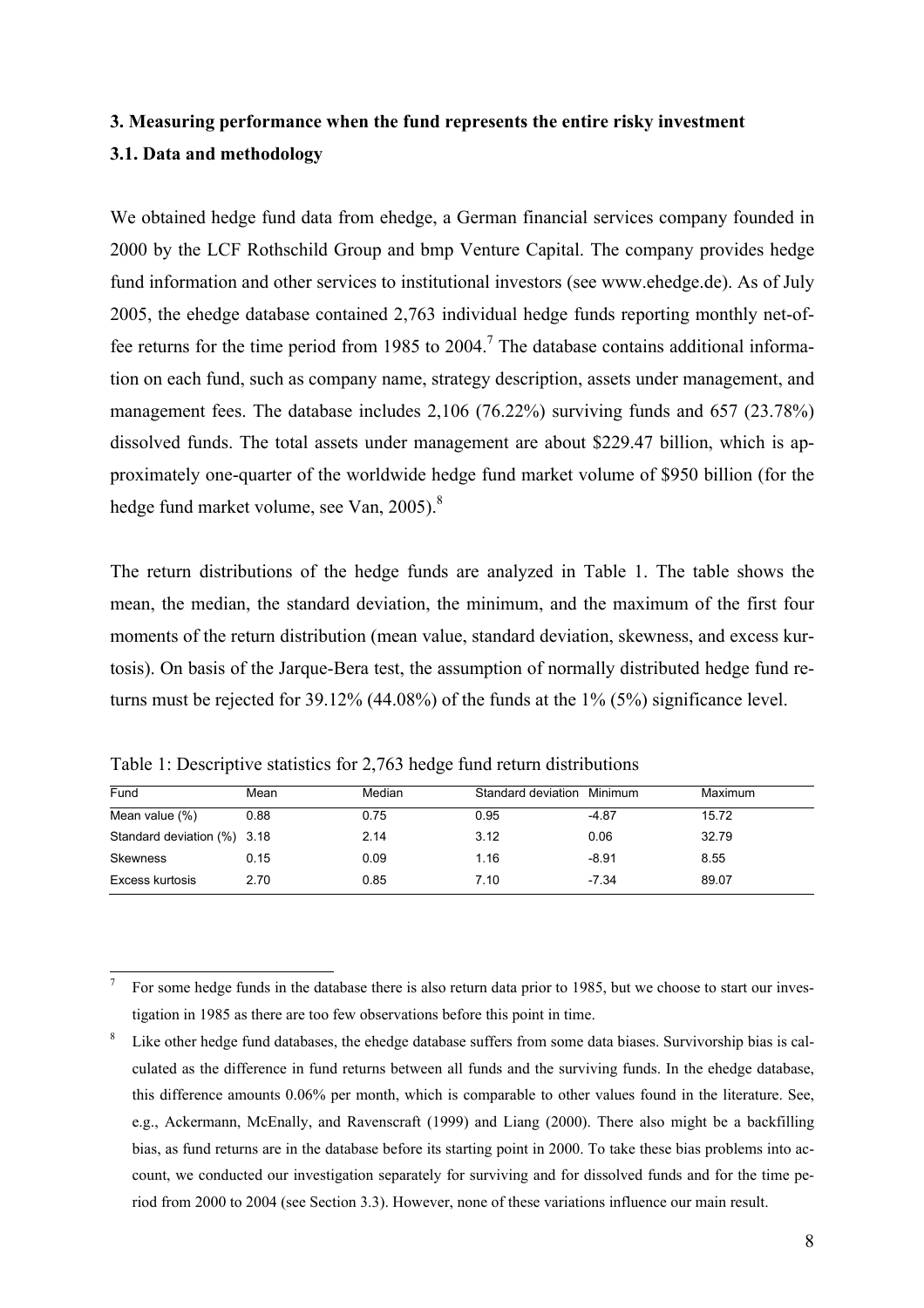## 3. Measuring performance when the fund represents the entire risky investment

### 3.1. Data and methodology

We obtained hedge fund data from ehedge, a German financial services company founded in 2000 by the LCF Rothschild Group and bmp Venture Capital. The company provides hedge fund information and other services to institutional investors (see www.ehedge.de). As of July 2005, the ehedge database contained 2,763 individual hedge funds reporting monthly net-of-fee returns for the time period from 1985 to 2004.[7] The database contains additional information on each fund, such as company name, strategy description, assets under management, and management fees. The database includes 2,106 (76.22%) surviving funds and 657 (23.78%) dissolved funds. The total assets under management are about \$229.47 billion, which is approximately one-quarter of the worldwide hedge fund market volume of \$950 billion (for the hedge fund market volume, see Van, 2005).[8]

The return distributions of the hedge funds are analyzed in Table 1. The table shows the mean, the median, the standard deviation, the minimum, and the maximum of the first four moments of the return distribution (mean value, standard deviation, skewness, and excess kurtosis). On basis of the Jarque-Bera test, the assumption of normally distributed hedge fund returns must be rejected for 39.12% (44.08%) of the funds at the 1% (5%) significance level.

Table 1: Descriptive statistics for 2,763 hedge fund return distributions

| Fund | Mean | Median | Standard deviation | Minimum | Maximum |
|---|---|---|---|---|---|
| Mean value (%) | 0.88 | 0.75 | 0.95 | -4.87 | 15.72 |
| Standard deviation (%) | 3.18 | 2.14 | 3.12 | 0.06 | 32.79 |
| Skewness | 0.15 | 0.09 | 1.16 | -8.91 | 8.55 |
| Excess kurtosis | 2.70 | 0.85 | 7.10 | -7.34 | 89.07 |

---

[7] For some hedge funds in the database there is also return data prior to 1985, but we choose to start our investigation in 1985 as there are too few observations before this point in time.

[8] Like other hedge fund databases, the ehedge database suffers from some data biases. Survivorship bias is calculated as the difference in fund returns between all funds and the surviving funds. In the ehedge database, this difference amounts 0.06% per month, which is comparable to other values found in the literature. See, e.g., Ackermann, McEnally, and Ravenscraft (1999) and Liang (2000). There also might be a backfilling bias, as fund returns are in the database before its starting point in 2000. To take these bias problems into account, we conducted our investigation separately for surviving and for dissolved funds and for the time period from 2000 to 2004 (see Section 3.3). However, none of these variations influence our main result.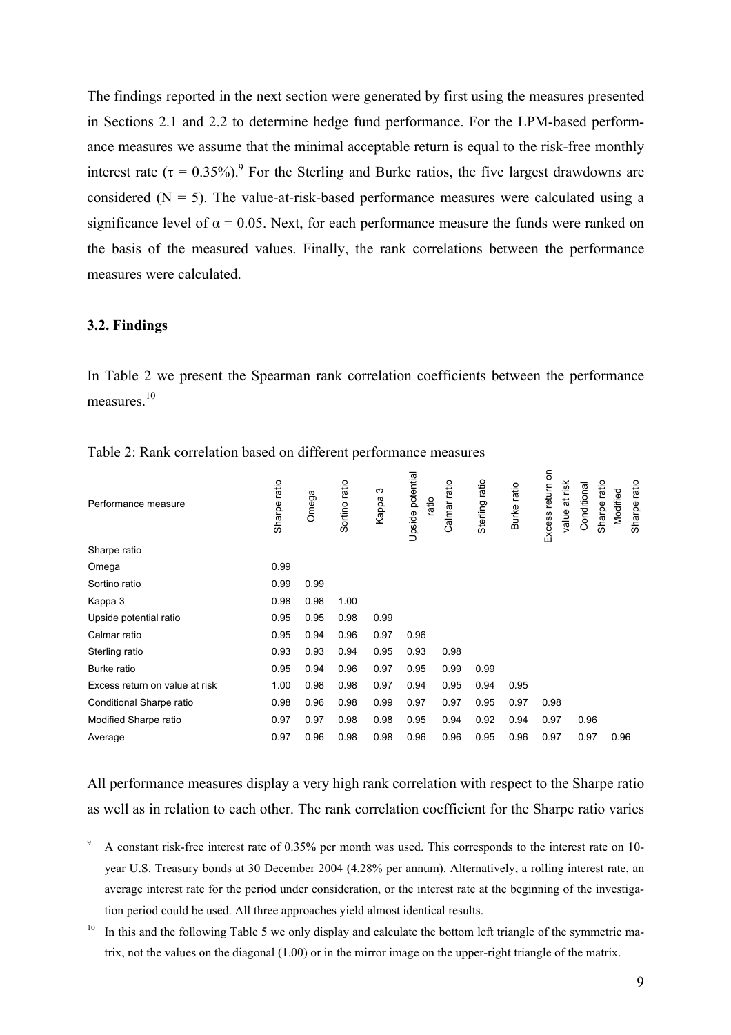The findings reported in the next section were generated by first using the measures presented in Sections 2.1 and 2.2 to determine hedge fund performance. For the LPM-based performance measures we assume that the minimal acceptable return is equal to the risk-free monthly interest rate ($\tau = 0.35\%$).[9] For the Sterling and Burke ratios, the five largest drawdowns are considered ($N = 5$). The value-at-risk-based performance measures were calculated using a significance level of $\alpha = 0.05$. Next, for each performance measure the funds were ranked on the basis of the measured values. Finally, the rank correlations between the performance measures were calculated.

### 3.2. Findings

In Table 2 we present the Spearman rank correlation coefficients between the performance measures.[10]

Table 2: Rank correlation based on different performance measures

| Performance measure | Sharpe ratio | Omega | Sortino ratio | Kappa 3 | Upside potential ratio | Calmar ratio | Sterling ratio | Burke ratio | Excess return on value at risk | Conditional Sharpe ratio | Modified Sharpe ratio |
|---|---|---|---|---|---|---|---|---|---|---|---|
| Sharpe ratio | | | | | | | | | | | |
| Omega | 0.99 | | | | | | | | | | |
| Sortino ratio | 0.99 | 0.99 | | | | | | | | | |
| Kappa 3 | 0.98 | 0.98 | 1.00 | | | | | | | | |
| Upside potential ratio | 0.95 | 0.95 | 0.98 | 0.99 | | | | | | | |
| Calmar ratio | 0.95 | 0.94 | 0.96 | 0.97 | 0.96 | | | | | | |
| Sterling ratio | 0.93 | 0.93 | 0.94 | 0.95 | 0.93 | 0.98 | | | | | |
| Burke ratio | 0.95 | 0.94 | 0.96 | 0.97 | 0.95 | 0.99 | 0.99 | | | | |
| Excess return on value at risk | 1.00 | 0.98 | 0.98 | 0.97 | 0.94 | 0.95 | 0.94 | 0.95 | | | |
| Conditional Sharpe ratio | 0.98 | 0.96 | 0.98 | 0.99 | 0.97 | 0.97 | 0.95 | 0.97 | 0.98 | | |
| Modified Sharpe ratio | 0.97 | 0.97 | 0.98 | 0.98 | 0.95 | 0.94 | 0.92 | 0.94 | 0.97 | 0.96 | |
| Average | 0.97 | 0.96 | 0.98 | 0.98 | 0.96 | 0.96 | 0.95 | 0.96 | 0.97 | 0.97 | 0.96 |

All performance measures display a very high rank correlation with respect to the Sharpe ratio as well as in relation to each other. The rank correlation coefficient for the Sharpe ratio varies

[9] A constant risk-free interest rate of 0.35% per month was used. This corresponds to the interest rate on 10-year U.S. Treasury bonds at 30 December 2004 (4.28% per annum). Alternatively, a rolling interest rate, an average interest rate for the period under consideration, or the interest rate at the beginning of the investigation period could be used. All three approaches yield almost identical results.

[10] In this and the following Table 5 we only display and calculate the bottom left triangle of the symmetric matrix, not the values on the diagonal (1.00) or in the mirror image on the upper-right triangle of the matrix.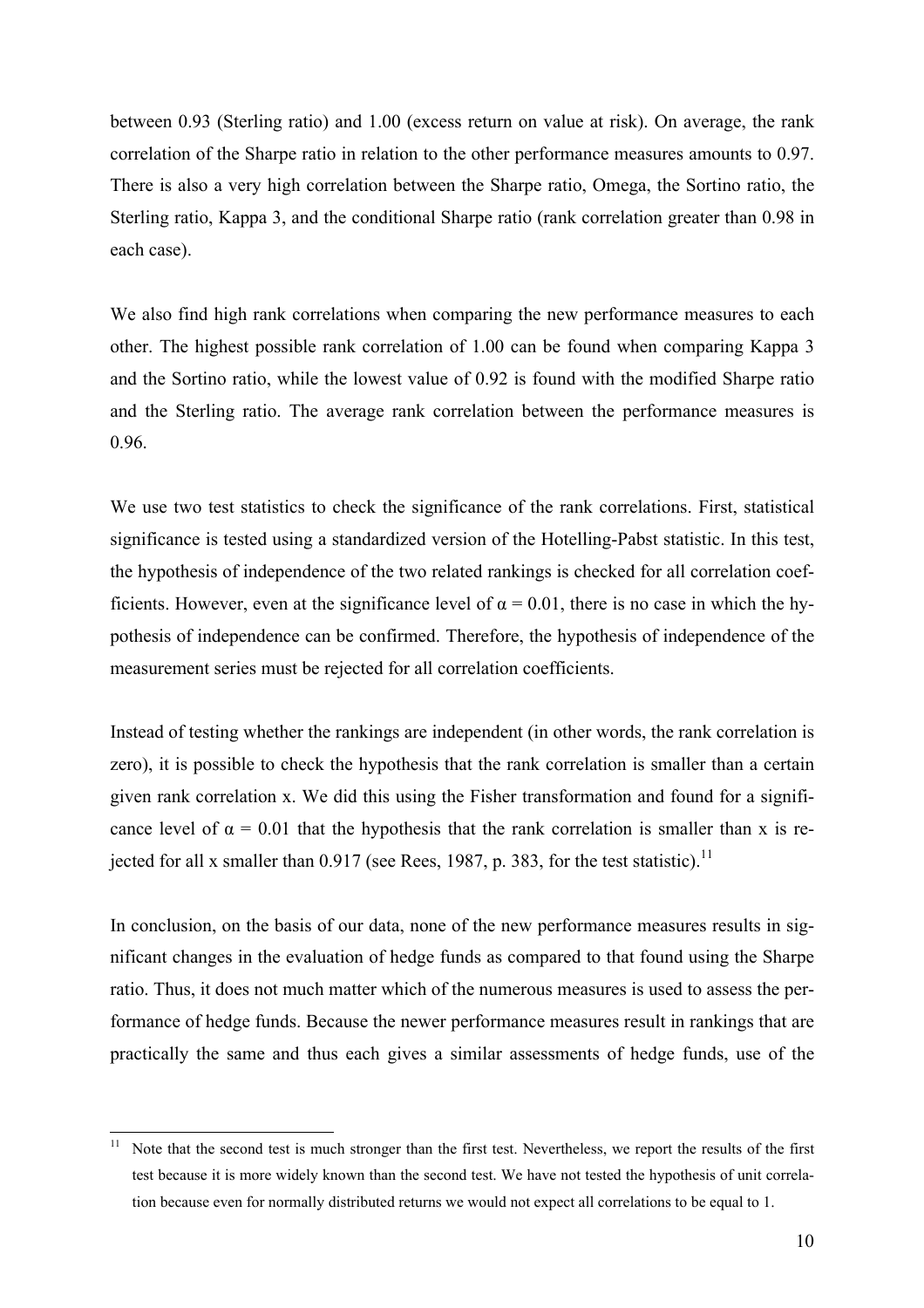between 0.93 (Sterling ratio) and 1.00 (excess return on value at risk). On average, the rank correlation of the Sharpe ratio in relation to the other performance measures amounts to 0.97. There is also a very high correlation between the Sharpe ratio, Omega, the Sortino ratio, the Sterling ratio, Kappa 3, and the conditional Sharpe ratio (rank correlation greater than 0.98 in each case).

We also find high rank correlations when comparing the new performance measures to each other. The highest possible rank correlation of 1.00 can be found when comparing Kappa 3 and the Sortino ratio, while the lowest value of 0.92 is found with the modified Sharpe ratio and the Sterling ratio. The average rank correlation between the performance measures is 0.96.

We use two test statistics to check the significance of the rank correlations. First, statistical significance is tested using a standardized version of the Hotelling-Pabst statistic. In this test, the hypothesis of independence of the two related rankings is checked for all correlation coefficients. However, even at the significance level of $\alpha = 0.01$, there is no case in which the hypothesis of independence can be confirmed. Therefore, the hypothesis of independence of the measurement series must be rejected for all correlation coefficients.

Instead of testing whether the rankings are independent (in other words, the rank correlation is zero), it is possible to check the hypothesis that the rank correlation is smaller than a certain given rank correlation x. We did this using the Fisher transformation and found for a significance level of $\alpha = 0.01$ that the hypothesis that the rank correlation is smaller than x is rejected for all x smaller than 0.917 (see Rees, 1987, p. 383, for the test statistic).[11]

In conclusion, on the basis of our data, none of the new performance measures results in significant changes in the evaluation of hedge funds as compared to that found using the Sharpe ratio. Thus, it does not much matter which of the numerous measures is used to assess the performance of hedge funds. Because the newer performance measures result in rankings that are practically the same and thus each gives a similar assessments of hedge funds, use of the

[11] Note that the second test is much stronger than the first test. Nevertheless, we report the results of the first test because it is more widely known than the second test. We have not tested the hypothesis of unit correlation because even for normally distributed returns we would not expect all correlations to be equal to 1.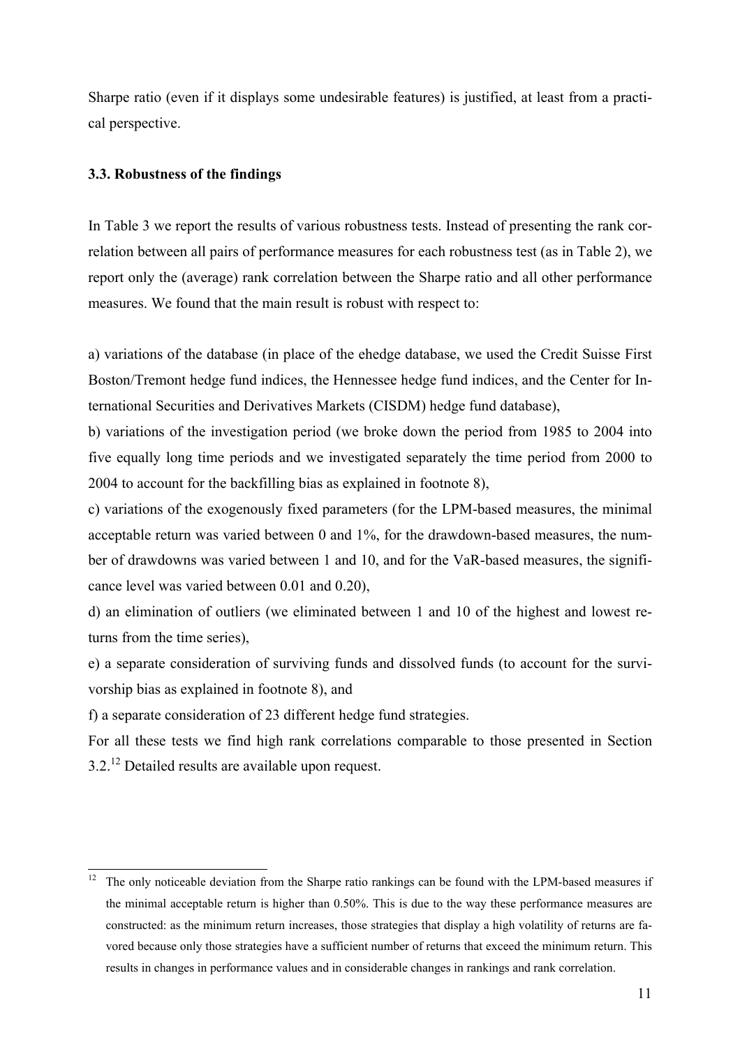Sharpe ratio (even if it displays some undesirable features) is justified, at least from a practical perspective.

### 3.3. Robustness of the findings

In Table 3 we report the results of various robustness tests. Instead of presenting the rank correlation between all pairs of performance measures for each robustness test (as in Table 2), we report only the (average) rank correlation between the Sharpe ratio and all other performance measures. We found that the main result is robust with respect to:

a) variations of the database (in place of the ehedge database, we used the Credit Suisse First Boston/Tremont hedge fund indices, the Hennessee hedge fund indices, and the Center for International Securities and Derivatives Markets (CISDM) hedge fund database),

b) variations of the investigation period (we broke down the period from 1985 to 2004 into five equally long time periods and we investigated separately the time period from 2000 to 2004 to account for the backfilling bias as explained in footnote 8),

c) variations of the exogenously fixed parameters (for the LPM-based measures, the minimal acceptable return was varied between 0 and 1%, for the drawdown-based measures, the number of drawdowns was varied between 1 and 10, and for the VaR-based measures, the significance level was varied between 0.01 and 0.20),

d) an elimination of outliers (we eliminated between 1 and 10 of the highest and lowest returns from the time series),

e) a separate consideration of surviving funds and dissolved funds (to account for the survivorship bias as explained in footnote 8), and

f) a separate consideration of 23 different hedge fund strategies.

For all these tests we find high rank correlations comparable to those presented in Section 3.2.[12] Detailed results are available upon request.

[12] The only noticeable deviation from the Sharpe ratio rankings can be found with the LPM-based measures if the minimal acceptable return is higher than 0.50%. This is due to the way these performance measures are constructed: as the minimum return increases, those strategies that display a high volatility of returns are favored because only those strategies have a sufficient number of returns that exceed the minimum return. This results in changes in performance values and in considerable changes in rankings and rank correlation.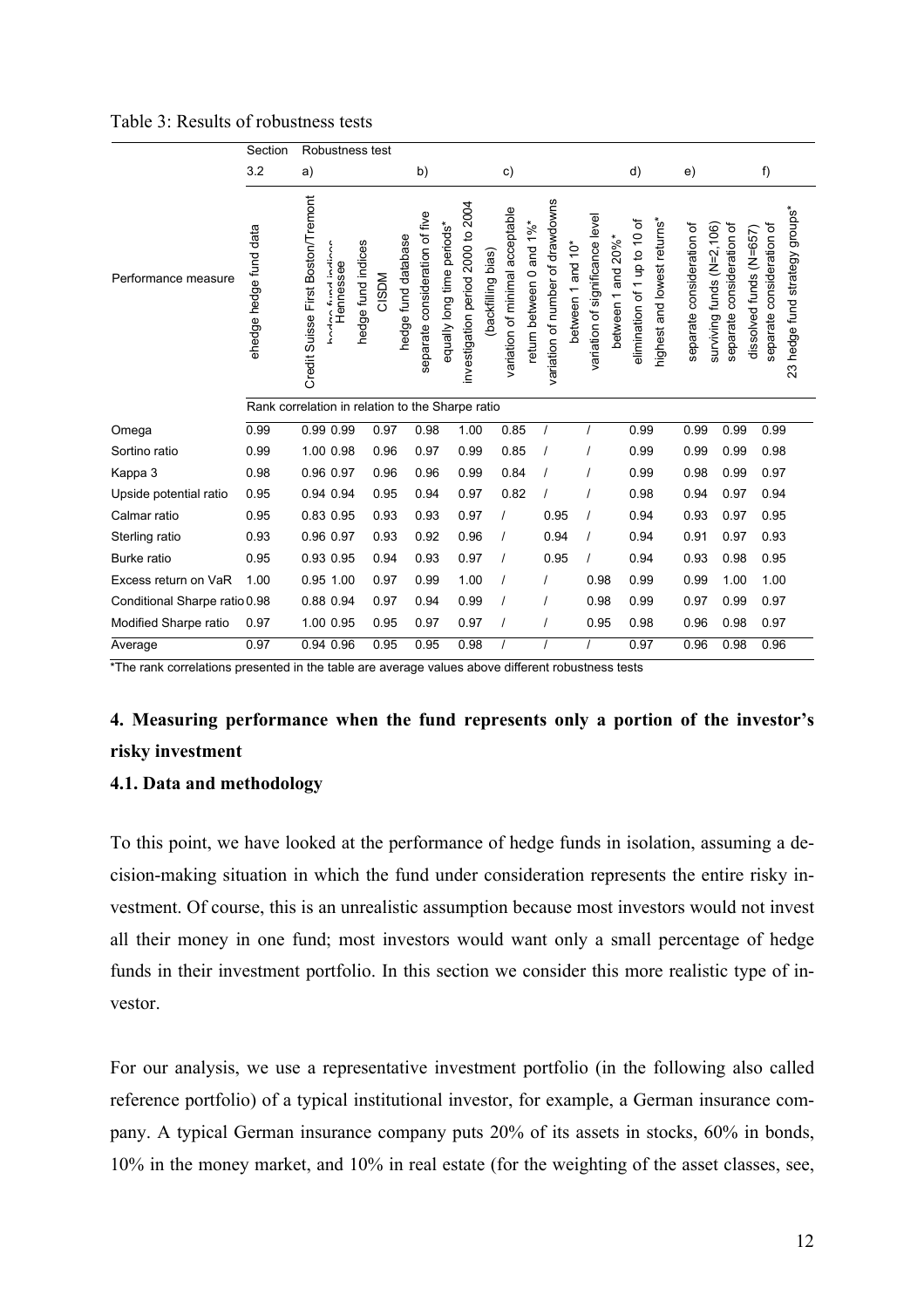Table 3: Results of robustness tests

| | Section | Robustness test | | | | | | | | | | | |
|---|---|---|---|---|---|---|---|---|---|---|---|---|---|
| | 3.2 | a) | | | b) | | c) | | | d) | e) | | f) |
| Performance measure | ehedge hedge fund data | Credit Suisse First Boston/Tremont | hedge fund indices Hennessee | hedge fund indices CISDM hedge fund database | separate consideration of five equally long time periods* | investigation period 2000 to 2004 (backfilling bias) | variation of minimal acceptable return between 0 and 1%* | variation of number of drawdowns between 1 and 10* | variation of significance level between 1 and 20%* | elimination of 1 up to 10 of highest and lowest returns* | separate consideration of surviving funds (N=2,106) | separate consideration of dissolved funds (N=657) | separate consideration of 23 hedge fund strategy groups* |
| | Rank correlation in relation to the Sharpe ratio | | | | | | | | | | | | |
| Omega | 0.99 | 0.99 | 0.99 | 0.97 | 0.98 | 1.00 | 0.85 | / | / | 0.99 | 0.99 | 0.99 | 0.99 |
| Sortino ratio | 0.99 | 1.00 | 0.98 | 0.96 | 0.97 | 0.99 | 0.85 | / | / | 0.99 | 0.99 | 0.99 | 0.98 |
| Kappa 3 | 0.98 | 0.96 | 0.97 | 0.96 | 0.96 | 0.99 | 0.84 | / | / | 0.99 | 0.98 | 0.99 | 0.97 |
| Upside potential ratio | 0.95 | 0.94 | 0.94 | 0.95 | 0.94 | 0.97 | 0.82 | / | / | 0.98 | 0.94 | 0.97 | 0.94 |
| Calmar ratio | 0.95 | 0.83 | 0.95 | 0.93 | 0.93 | 0.97 | / | 0.95 | / | 0.94 | 0.93 | 0.97 | 0.95 |
| Sterling ratio | 0.93 | 0.96 | 0.97 | 0.93 | 0.92 | 0.96 | / | 0.94 | / | 0.94 | 0.91 | 0.97 | 0.93 |
| Burke ratio | 0.95 | 0.93 | 0.95 | 0.94 | 0.93 | 0.97 | / | 0.95 | / | 0.94 | 0.93 | 0.98 | 0.95 |
| Excess return on VaR | 1.00 | 0.95 | 1.00 | 0.97 | 0.99 | 1.00 | / | / | 0.98 | 0.99 | 0.99 | 1.00 | 1.00 |
| Conditional Sharpe ratio | 0.98 | 0.88 | 0.94 | 0.97 | 0.94 | 0.99 | / | / | 0.98 | 0.99 | 0.97 | 0.99 | 0.97 |
| Modified Sharpe ratio | 0.97 | 1.00 | 0.95 | 0.95 | 0.97 | 0.97 | / | / | 0.95 | 0.98 | 0.96 | 0.98 | 0.97 |
| Average | 0.97 | 0.94 | 0.96 | 0.95 | 0.95 | 0.98 | / | / | / | 0.97 | 0.96 | 0.98 | 0.96 |

*The rank correlations presented in the table are average values above different robustness tests

## 4. Measuring performance when the fund represents only a portion of the investor's risky investment

### 4.1. Data and methodology

To this point, we have looked at the performance of hedge funds in isolation, assuming a decision-making situation in which the fund under consideration represents the entire risky investment. Of course, this is an unrealistic assumption because most investors would not invest all their money in one fund; most investors would want only a small percentage of hedge funds in their investment portfolio. In this section we consider this more realistic type of investor.

For our analysis, we use a representative investment portfolio (in the following also called reference portfolio) of a typical institutional investor, for example, a German insurance company. A typical German insurance company puts 20% of its assets in stocks, 60% in bonds, 10% in the money market, and 10% in real estate (for the weighting of the asset classes, see,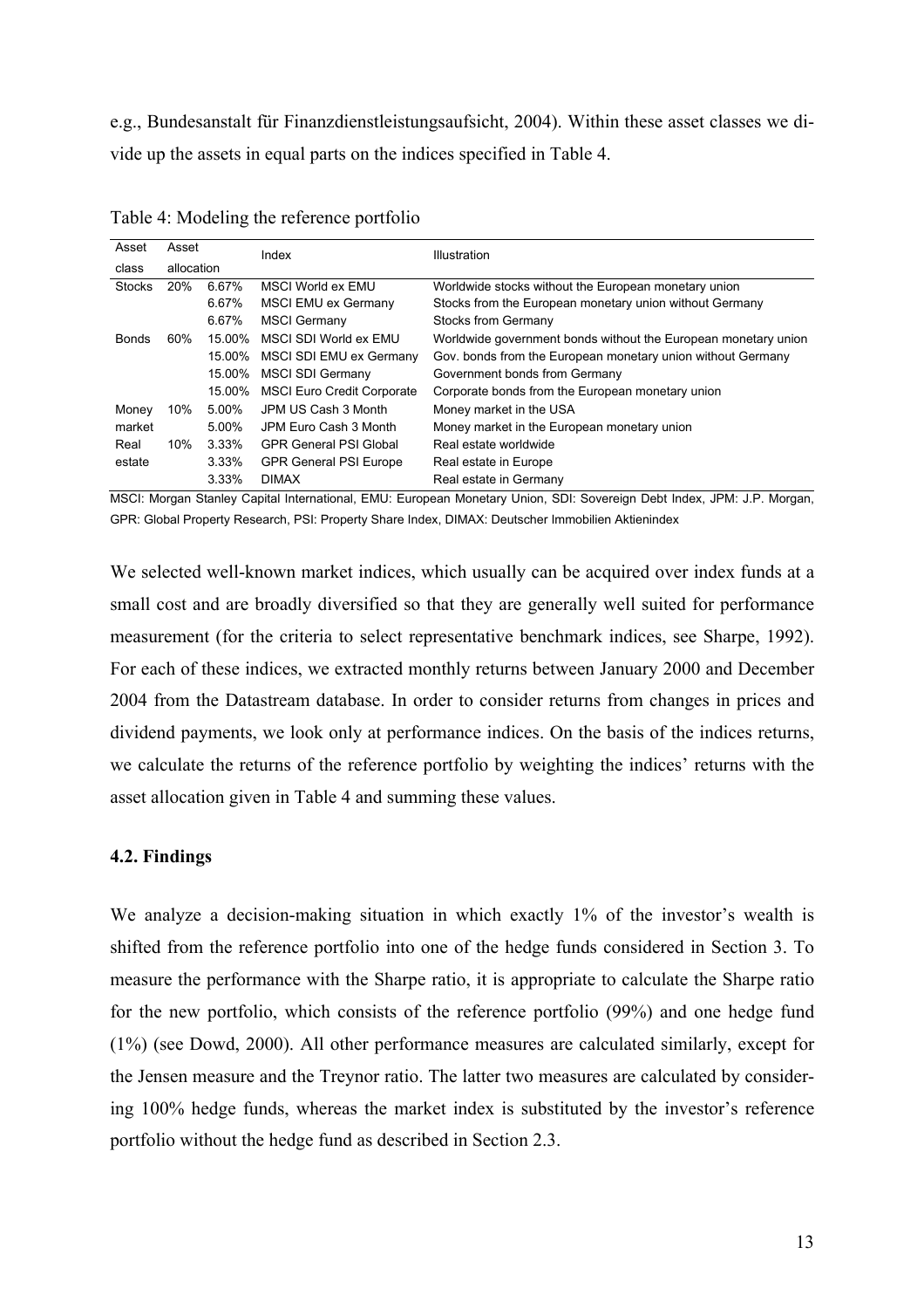e.g., Bundesanstalt für Finanzdienstleistungsaufsicht, 2004). Within these asset classes we divide up the assets in equal parts on the indices specified in Table 4.

Table 4: Modeling the reference portfolio

| Asset class | Asset allocation | | Index | Illustration |
|---|---|---|---|---|
| Stocks | 20% | 6.67% | MSCI World ex EMU | Worldwide stocks without the European monetary union |
| | | 6.67% | MSCI EMU ex Germany | Stocks from the European monetary union without Germany |
| | | 6.67% | MSCI Germany | Stocks from Germany |
| Bonds | 60% | 15.00% | MSCI SDI World ex EMU | Worldwide government bonds without the European monetary union |
| | | 15.00% | MSCI SDI EMU ex Germany | Gov. bonds from the European monetary union without Germany |
| | | 15.00% | MSCI SDI Germany | Government bonds from Germany |
| | | 15.00% | MSCI Euro Credit Corporate | Corporate bonds from the European monetary union |
| Money market | 10% | 5.00% | JPM US Cash 3 Month | Money market in the USA |
| | | 5.00% | JPM Euro Cash 3 Month | Money market in the European monetary union |
| Real estate | 10% | 3.33% | GPR General PSI Global | Real estate worldwide |
| | | 3.33% | GPR General PSI Europe | Real estate in Europe |
| | | 3.33% | DIMAX | Real estate in Germany |

MSCI: Morgan Stanley Capital International, EMU: European Monetary Union, SDI: Sovereign Debt Index, JPM: J.P. Morgan, GPR: Global Property Research, PSI: Property Share Index, DIMAX: Deutscher Immobilien Aktienindex

We selected well-known market indices, which usually can be acquired over index funds at a small cost and are broadly diversified so that they are generally well suited for performance measurement (for the criteria to select representative benchmark indices, see Sharpe, 1992). For each of these indices, we extracted monthly returns between January 2000 and December 2004 from the Datastream database. In order to consider returns from changes in prices and dividend payments, we look only at performance indices. On the basis of the indices returns, we calculate the returns of the reference portfolio by weighting the indices' returns with the asset allocation given in Table 4 and summing these values.

### 4.2. Findings

We analyze a decision-making situation in which exactly 1% of the investor's wealth is shifted from the reference portfolio into one of the hedge funds considered in Section 3. To measure the performance with the Sharpe ratio, it is appropriate to calculate the Sharpe ratio for the new portfolio, which consists of the reference portfolio (99%) and one hedge fund (1%) (see Dowd, 2000). All other performance measures are calculated similarly, except for the Jensen measure and the Treynor ratio. The latter two measures are calculated by considering 100% hedge funds, whereas the market index is substituted by the investor's reference portfolio without the hedge fund as described in Section 2.3.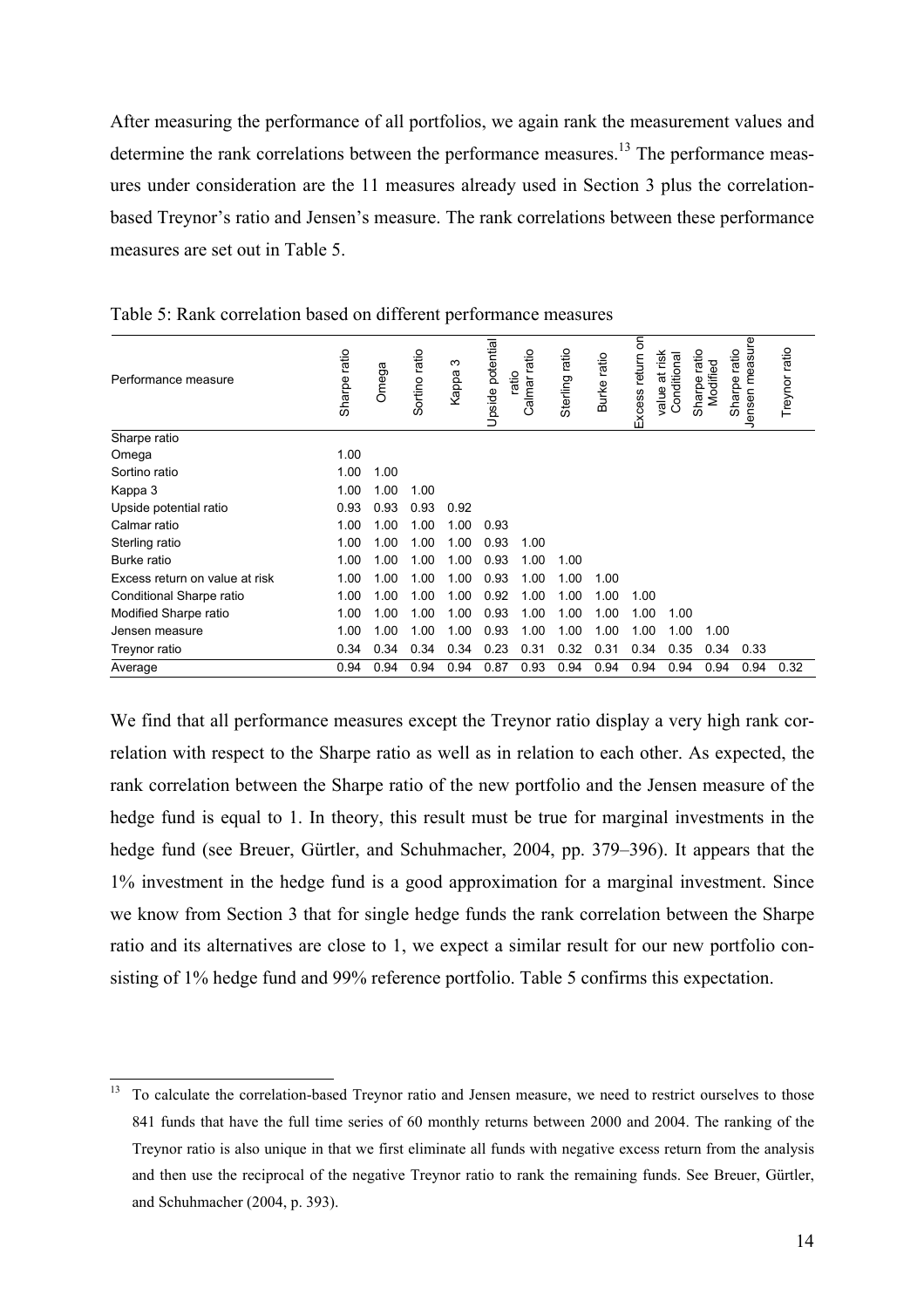After measuring the performance of all portfolios, we again rank the measurement values and determine the rank correlations between the performance measures.[13] The performance measures under consideration are the 11 measures already used in Section 3 plus the correlation-based Treynor's ratio and Jensen's measure. The rank correlations between these performance measures are set out in Table 5.

Table 5: Rank correlation based on different performance measures

| Performance measure | Sharpe ratio | Omega | Sortino ratio | Kappa 3 | Upside potential ratio | Calmar ratio | Sterling ratio | Burke ratio | Excess return on value at risk | Conditional Sharpe ratio | Modified Sharpe ratio | Jensen measure | Treynor ratio |
|---|---|---|---|---|---|---|---|---|---|---|---|---|---|
| Sharpe ratio | | | | | | | | | | | | | |
| Omega | 1.00 | | | | | | | | | | | | |
| Sortino ratio | 1.00 | 1.00 | | | | | | | | | | | |
| Kappa 3 | 1.00 | 1.00 | 1.00 | | | | | | | | | | |
| Upside potential ratio | 0.93 | 0.93 | 0.93 | 0.92 | | | | | | | | | |
| Calmar ratio | 1.00 | 1.00 | 1.00 | 1.00 | 0.93 | | | | | | | | |
| Sterling ratio | 1.00 | 1.00 | 1.00 | 1.00 | 0.93 | 1.00 | | | | | | | |
| Burke ratio | 1.00 | 1.00 | 1.00 | 1.00 | 0.93 | 1.00 | 1.00 | | | | | | |
| Excess return on value at risk | 1.00 | 1.00 | 1.00 | 1.00 | 0.93 | 1.00 | 1.00 | 1.00 | | | | | |
| Conditional Sharpe ratio | 1.00 | 1.00 | 1.00 | 1.00 | 0.92 | 1.00 | 1.00 | 1.00 | 1.00 | | | | |
| Modified Sharpe ratio | 1.00 | 1.00 | 1.00 | 1.00 | 0.93 | 1.00 | 1.00 | 1.00 | 1.00 | 1.00 | | | |
| Jensen measure | 1.00 | 1.00 | 1.00 | 1.00 | 0.93 | 1.00 | 1.00 | 1.00 | 1.00 | 1.00 | 1.00 | | |
| Treynor ratio | 0.34 | 0.34 | 0.34 | 0.34 | 0.23 | 0.31 | 0.32 | 0.31 | 0.34 | 0.35 | 0.34 | 0.33 | |
| Average | 0.94 | 0.94 | 0.94 | 0.94 | 0.87 | 0.93 | 0.94 | 0.94 | 0.94 | 0.94 | 0.94 | 0.94 | 0.32 |

We find that all performance measures except the Treynor ratio display a very high rank correlation with respect to the Sharpe ratio as well as in relation to each other. As expected, the rank correlation between the Sharpe ratio of the new portfolio and the Jensen measure of the hedge fund is equal to 1. In theory, this result must be true for marginal investments in the hedge fund (see Breuer, Gürtler, and Schuhmacher, 2004, pp. 379–396). It appears that the 1% investment in the hedge fund is a good approximation for a marginal investment. Since we know from Section 3 that for single hedge funds the rank correlation between the Sharpe ratio and its alternatives are close to 1, we expect a similar result for our new portfolio consisting of 1% hedge fund and 99% reference portfolio. Table 5 confirms this expectation.

[13] To calculate the correlation-based Treynor ratio and Jensen measure, we need to restrict ourselves to those 841 funds that have the full time series of 60 monthly returns between 2000 and 2004. The ranking of the Treynor ratio is also unique in that we first eliminate all funds with negative excess return from the analysis and then use the reciprocal of the negative Treynor ratio to rank the remaining funds. See Breuer, Gürtler, and Schuhmacher (2004, p. 393).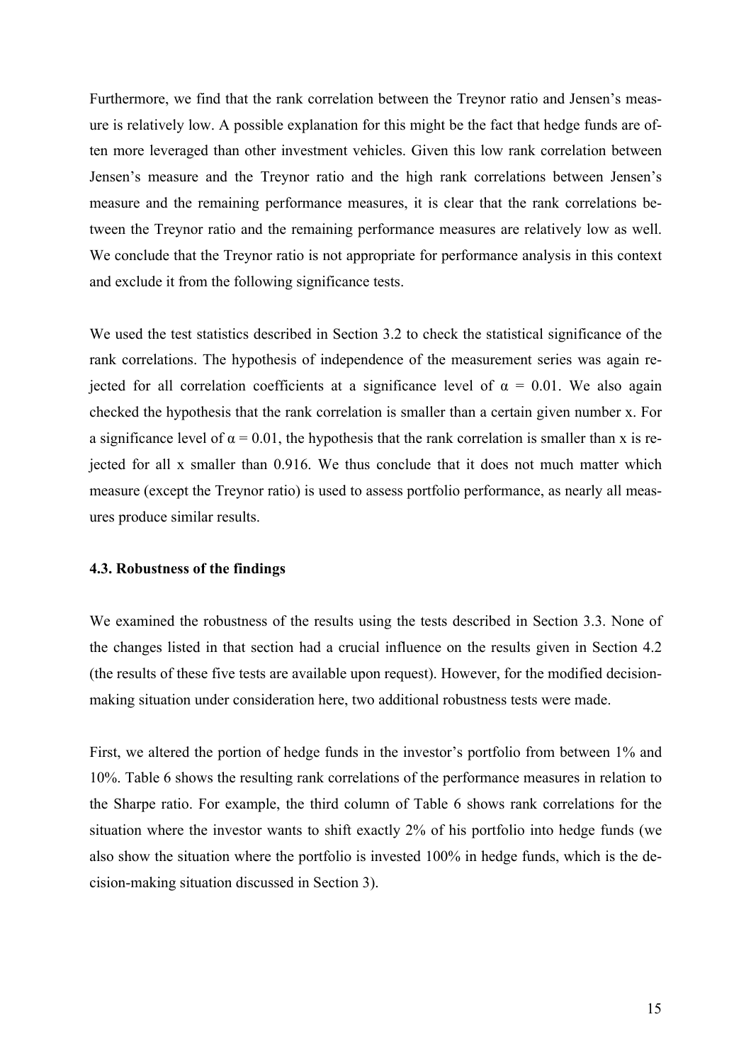Furthermore, we find that the rank correlation between the Treynor ratio and Jensen's measure is relatively low. A possible explanation for this might be the fact that hedge funds are often more leveraged than other investment vehicles. Given this low rank correlation between Jensen's measure and the Treynor ratio and the high rank correlations between Jensen's measure and the remaining performance measures, it is clear that the rank correlations between the Treynor ratio and the remaining performance measures are relatively low as well. We conclude that the Treynor ratio is not appropriate for performance analysis in this context and exclude it from the following significance tests.

We used the test statistics described in Section 3.2 to check the statistical significance of the rank correlations. The hypothesis of independence of the measurement series was again rejected for all correlation coefficients at a significance level of $\alpha = 0.01$. We also again checked the hypothesis that the rank correlation is smaller than a certain given number x. For a significance level of $\alpha = 0.01$, the hypothesis that the rank correlation is smaller than x is rejected for all x smaller than 0.916. We thus conclude that it does not much matter which measure (except the Treynor ratio) is used to assess portfolio performance, as nearly all measures produce similar results.

### 4.3. Robustness of the findings

We examined the robustness of the results using the tests described in Section 3.3. None of the changes listed in that section had a crucial influence on the results given in Section 4.2 (the results of these five tests are available upon request). However, for the modified decision-making situation under consideration here, two additional robustness tests were made.

First, we altered the portion of hedge funds in the investor's portfolio from between 1% and 10%. Table 6 shows the resulting rank correlations of the performance measures in relation to the Sharpe ratio. For example, the third column of Table 6 shows rank correlations for the situation where the investor wants to shift exactly 2% of his portfolio into hedge funds (we also show the situation where the portfolio is invested 100% in hedge funds, which is the decision-making situation discussed in Section 3).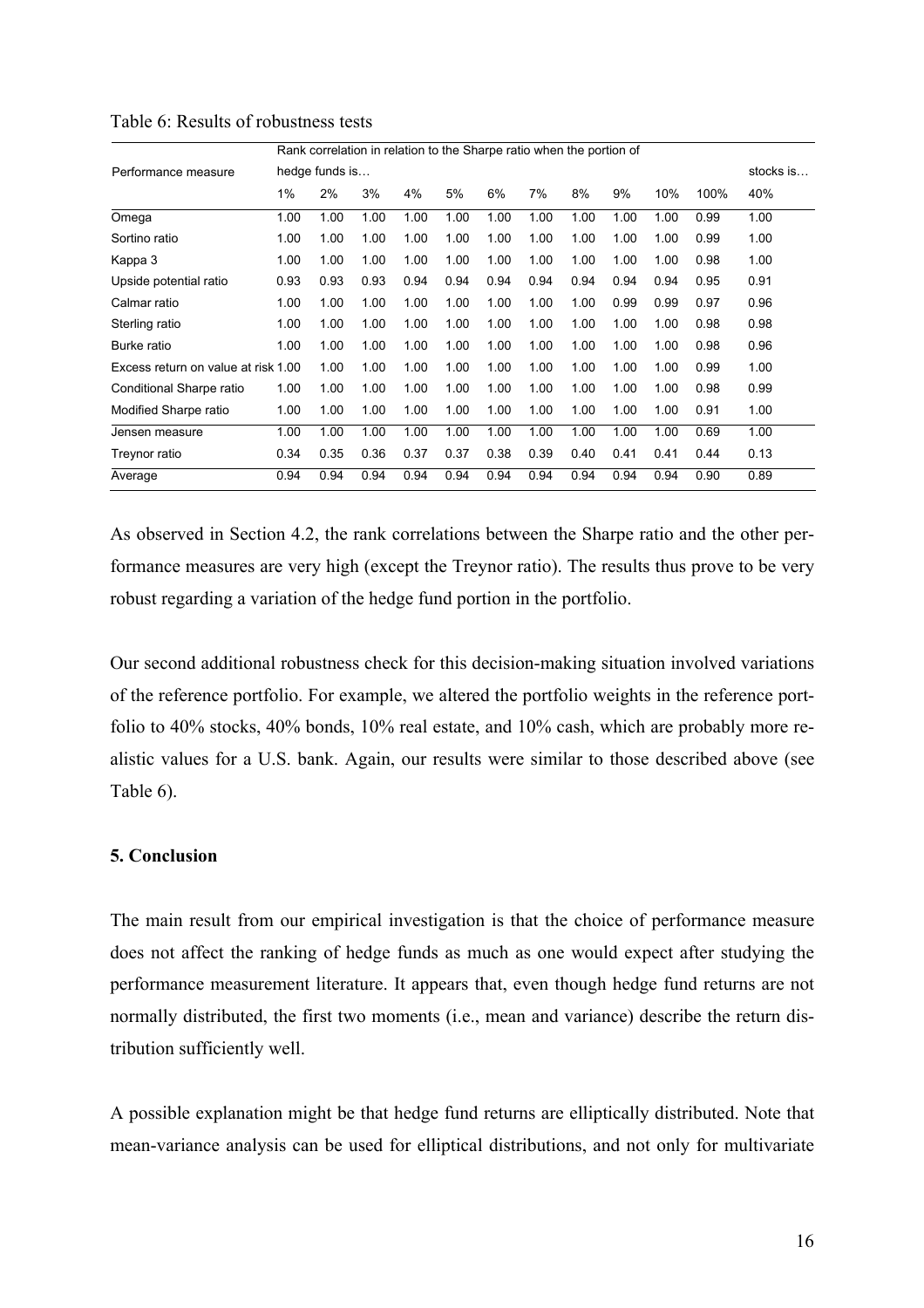Table 6: Results of robustness tests

| Performance measure | Rank correlation in relation to the Sharpe ratio when the portion of | | | | | | | | | | | |
|---|---|---|---|---|---|---|---|---|---|---|---|---|
| | hedge funds is… | | | | | | | | | | | stocks is… |
| | 1% | 2% | 3% | 4% | 5% | 6% | 7% | 8% | 9% | 10% | 100% | 40% |
| Omega | 1.00 | 1.00 | 1.00 | 1.00 | 1.00 | 1.00 | 1.00 | 1.00 | 1.00 | 1.00 | 0.99 | 1.00 |
| Sortino ratio | 1.00 | 1.00 | 1.00 | 1.00 | 1.00 | 1.00 | 1.00 | 1.00 | 1.00 | 1.00 | 0.99 | 1.00 |
| Kappa 3 | 1.00 | 1.00 | 1.00 | 1.00 | 1.00 | 1.00 | 1.00 | 1.00 | 1.00 | 1.00 | 0.98 | 1.00 |
| Upside potential ratio | 0.93 | 0.93 | 0.93 | 0.94 | 0.94 | 0.94 | 0.94 | 0.94 | 0.94 | 0.94 | 0.95 | 0.91 |
| Calmar ratio | 1.00 | 1.00 | 1.00 | 1.00 | 1.00 | 1.00 | 1.00 | 1.00 | 0.99 | 0.99 | 0.97 | 0.96 |
| Sterling ratio | 1.00 | 1.00 | 1.00 | 1.00 | 1.00 | 1.00 | 1.00 | 1.00 | 1.00 | 1.00 | 0.98 | 0.98 |
| Burke ratio | 1.00 | 1.00 | 1.00 | 1.00 | 1.00 | 1.00 | 1.00 | 1.00 | 1.00 | 1.00 | 0.98 | 0.96 |
| Excess return on value at risk | 1.00 | 1.00 | 1.00 | 1.00 | 1.00 | 1.00 | 1.00 | 1.00 | 1.00 | 1.00 | 0.99 | 1.00 |
| Conditional Sharpe ratio | 1.00 | 1.00 | 1.00 | 1.00 | 1.00 | 1.00 | 1.00 | 1.00 | 1.00 | 1.00 | 0.98 | 0.99 |
| Modified Sharpe ratio | 1.00 | 1.00 | 1.00 | 1.00 | 1.00 | 1.00 | 1.00 | 1.00 | 1.00 | 1.00 | 0.91 | 1.00 |
| Jensen measure | 1.00 | 1.00 | 1.00 | 1.00 | 1.00 | 1.00 | 1.00 | 1.00 | 1.00 | 1.00 | 0.69 | 1.00 |
| Treynor ratio | 0.34 | 0.35 | 0.36 | 0.37 | 0.37 | 0.38 | 0.39 | 0.40 | 0.41 | 0.41 | 0.44 | 0.13 |
| Average | 0.94 | 0.94 | 0.94 | 0.94 | 0.94 | 0.94 | 0.94 | 0.94 | 0.94 | 0.94 | 0.90 | 0.89 |

As observed in Section 4.2, the rank correlations between the Sharpe ratio and the other performance measures are very high (except the Treynor ratio). The results thus prove to be very robust regarding a variation of the hedge fund portion in the portfolio.

Our second additional robustness check for this decision-making situation involved variations of the reference portfolio. For example, we altered the portfolio weights in the reference portfolio to 40% stocks, 40% bonds, 10% real estate, and 10% cash, which are probably more realistic values for a U.S. bank. Again, our results were similar to those described above (see Table 6).

## 5. Conclusion

The main result from our empirical investigation is that the choice of performance measure does not affect the ranking of hedge funds as much as one would expect after studying the performance measurement literature. It appears that, even though hedge fund returns are not normally distributed, the first two moments (i.e., mean and variance) describe the return distribution sufficiently well.

A possible explanation might be that hedge fund returns are elliptically distributed. Note that mean-variance analysis can be used for elliptical distributions, and not only for multivariate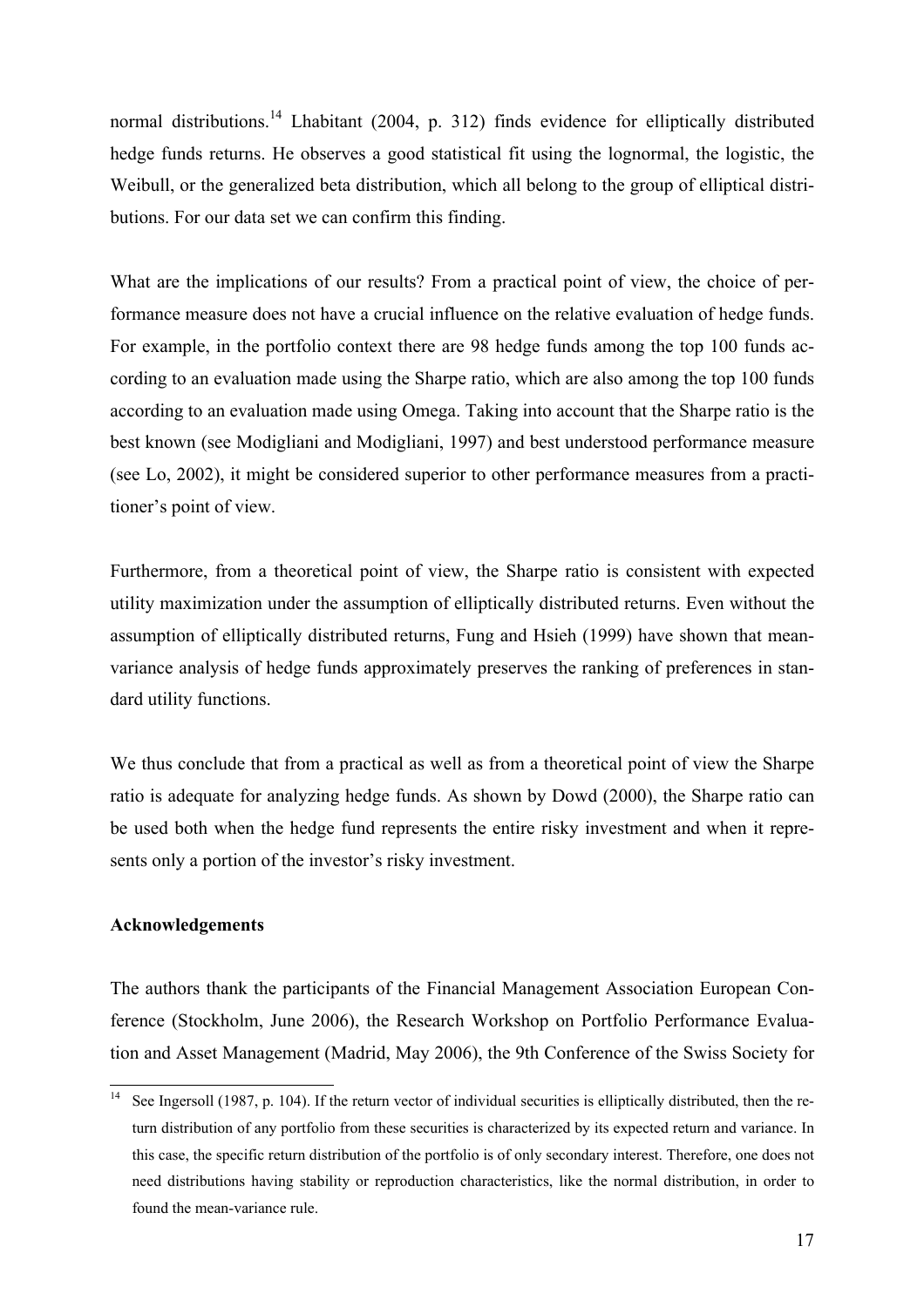normal distributions.[14] Lhabitant (2004, p. 312) finds evidence for elliptically distributed hedge funds returns. He observes a good statistical fit using the lognormal, the logistic, the Weibull, or the generalized beta distribution, which all belong to the group of elliptical distributions. For our data set we can confirm this finding.

What are the implications of our results? From a practical point of view, the choice of performance measure does not have a crucial influence on the relative evaluation of hedge funds. For example, in the portfolio context there are 98 hedge funds among the top 100 funds according to an evaluation made using the Sharpe ratio, which are also among the top 100 funds according to an evaluation made using Omega. Taking into account that the Sharpe ratio is the best known (see Modigliani and Modigliani, 1997) and best understood performance measure (see Lo, 2002), it might be considered superior to other performance measures from a practitioner's point of view.

Furthermore, from a theoretical point of view, the Sharpe ratio is consistent with expected utility maximization under the assumption of elliptically distributed returns. Even without the assumption of elliptically distributed returns, Fung and Hsieh (1999) have shown that mean-variance analysis of hedge funds approximately preserves the ranking of preferences in standard utility functions.

We thus conclude that from a practical as well as from a theoretical point of view the Sharpe ratio is adequate for analyzing hedge funds. As shown by Dowd (2000), the Sharpe ratio can be used both when the hedge fund represents the entire risky investment and when it represents only a portion of the investor's risky investment.

**Acknowledgements**

The authors thank the participants of the Financial Management Association European Conference (Stockholm, June 2006), the Research Workshop on Portfolio Performance Evaluation and Asset Management (Madrid, May 2006), the 9th Conference of the Swiss Society for

---

[14] See Ingersoll (1987, p. 104). If the return vector of individual securities is elliptically distributed, then the return distribution of any portfolio from these securities is characterized by its expected return and variance. In this case, the specific return distribution of the portfolio is of only secondary interest. Therefore, one does not need distributions having stability or reproduction characteristics, like the normal distribution, in order to found the mean-variance rule.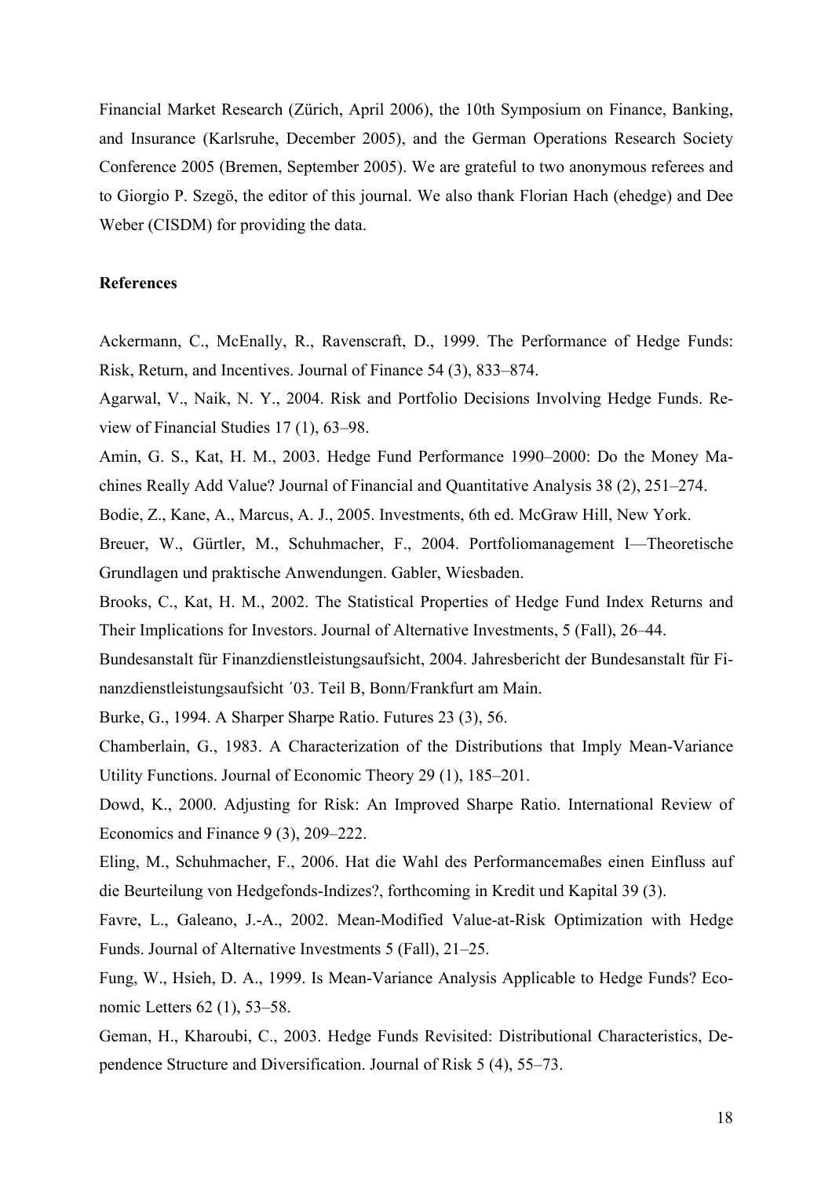Financial Market Research (Zürich, April 2006), the 10th Symposium on Finance, Banking, and Insurance (Karlsruhe, December 2005), and the German Operations Research Society Conference 2005 (Bremen, September 2005). We are grateful to two anonymous referees and to Giorgio P. Szegö, the editor of this journal. We also thank Florian Hach (ehedge) and Dee Weber (CISDM) for providing the data.

**References**

Ackermann, C., McEnally, R., Ravenscraft, D., 1999. The Performance of Hedge Funds: Risk, Return, and Incentives. Journal of Finance 54 (3), 833–874.

Agarwal, V., Naik, N. Y., 2004. Risk and Portfolio Decisions Involving Hedge Funds. Review of Financial Studies 17 (1), 63–98.

Amin, G. S., Kat, H. M., 2003. Hedge Fund Performance 1990–2000: Do the Money Machines Really Add Value? Journal of Financial and Quantitative Analysis 38 (2), 251–274.

Bodie, Z., Kane, A., Marcus, A. J., 2005. Investments, 6th ed. McGraw Hill, New York.

Breuer, W., Gürtler, M., Schuhmacher, F., 2004. Portfoliomanagement I—Theoretische Grundlagen und praktische Anwendungen. Gabler, Wiesbaden.

Brooks, C., Kat, H. M., 2002. The Statistical Properties of Hedge Fund Index Returns and Their Implications for Investors. Journal of Alternative Investments, 5 (Fall), 26–44.

Bundesanstalt für Finanzdienstleistungsaufsicht, 2004. Jahresbericht der Bundesanstalt für Finanzdienstleistungsaufsicht ´03. Teil B, Bonn/Frankfurt am Main.

Burke, G., 1994. A Sharper Sharpe Ratio. Futures 23 (3), 56.

Chamberlain, G., 1983. A Characterization of the Distributions that Imply Mean-Variance Utility Functions. Journal of Economic Theory 29 (1), 185–201.

Dowd, K., 2000. Adjusting for Risk: An Improved Sharpe Ratio. International Review of Economics and Finance 9 (3), 209–222.

Eling, M., Schuhmacher, F., 2006. Hat die Wahl des Performancemaßes einen Einfluss auf die Beurteilung von Hedgefonds-Indizes?, forthcoming in Kredit und Kapital 39 (3).

Favre, L., Galeano, J.-A., 2002. Mean-Modified Value-at-Risk Optimization with Hedge Funds. Journal of Alternative Investments 5 (Fall), 21–25.

Fung, W., Hsieh, D. A., 1999. Is Mean-Variance Analysis Applicable to Hedge Funds? Economic Letters 62 (1), 53–58.

Geman, H., Kharoubi, C., 2003. Hedge Funds Revisited: Distributional Characteristics, Dependence Structure and Diversification. Journal of Risk 5 (4), 55–73.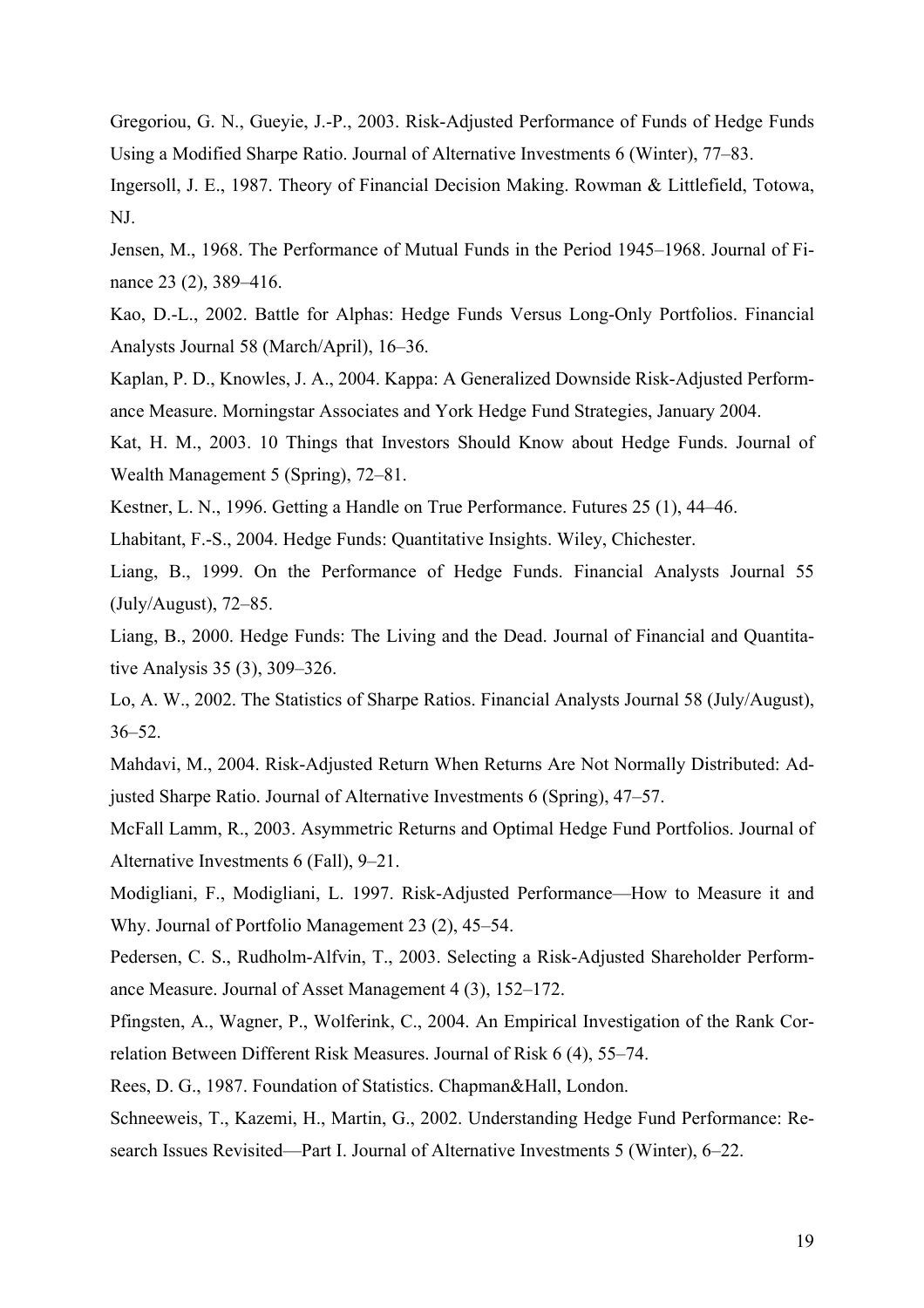Gregoriou, G. N., Gueyie, J.-P., 2003. Risk-Adjusted Performance of Funds of Hedge Funds Using a Modified Sharpe Ratio. Journal of Alternative Investments 6 (Winter), 77–83.

Ingersoll, J. E., 1987. Theory of Financial Decision Making. Rowman & Littlefield, Totowa, NJ.

Jensen, M., 1968. The Performance of Mutual Funds in the Period 1945–1968. Journal of Finance 23 (2), 389–416.

Kao, D.-L., 2002. Battle for Alphas: Hedge Funds Versus Long-Only Portfolios. Financial Analysts Journal 58 (March/April), 16–36.

Kaplan, P. D., Knowles, J. A., 2004. Kappa: A Generalized Downside Risk-Adjusted Performance Measure. Morningstar Associates and York Hedge Fund Strategies, January 2004.

Kat, H. M., 2003. 10 Things that Investors Should Know about Hedge Funds. Journal of Wealth Management 5 (Spring), 72–81.

Kestner, L. N., 1996. Getting a Handle on True Performance. Futures 25 (1), 44–46.

Lhabitant, F.-S., 2004. Hedge Funds: Quantitative Insights. Wiley, Chichester.

Liang, B., 1999. On the Performance of Hedge Funds. Financial Analysts Journal 55 (July/August), 72–85.

Liang, B., 2000. Hedge Funds: The Living and the Dead. Journal of Financial and Quantitative Analysis 35 (3), 309–326.

Lo, A. W., 2002. The Statistics of Sharpe Ratios. Financial Analysts Journal 58 (July/August), 36–52.

Mahdavi, M., 2004. Risk-Adjusted Return When Returns Are Not Normally Distributed: Adjusted Sharpe Ratio. Journal of Alternative Investments 6 (Spring), 47–57.

McFall Lamm, R., 2003. Asymmetric Returns and Optimal Hedge Fund Portfolios. Journal of Alternative Investments 6 (Fall), 9–21.

Modigliani, F., Modigliani, L. 1997. Risk-Adjusted Performance—How to Measure it and Why. Journal of Portfolio Management 23 (2), 45–54.

Pedersen, C. S., Rudholm-Alfvin, T., 2003. Selecting a Risk-Adjusted Shareholder Performance Measure. Journal of Asset Management 4 (3), 152–172.

Pfingsten, A., Wagner, P., Wolferink, C., 2004. An Empirical Investigation of the Rank Correlation Between Different Risk Measures. Journal of Risk 6 (4), 55–74.

Rees, D. G., 1987. Foundation of Statistics. Chapman&Hall, London.

Schneeweis, T., Kazemi, H., Martin, G., 2002. Understanding Hedge Fund Performance: Research Issues Revisited—Part I. Journal of Alternative Investments 5 (Winter), 6–22.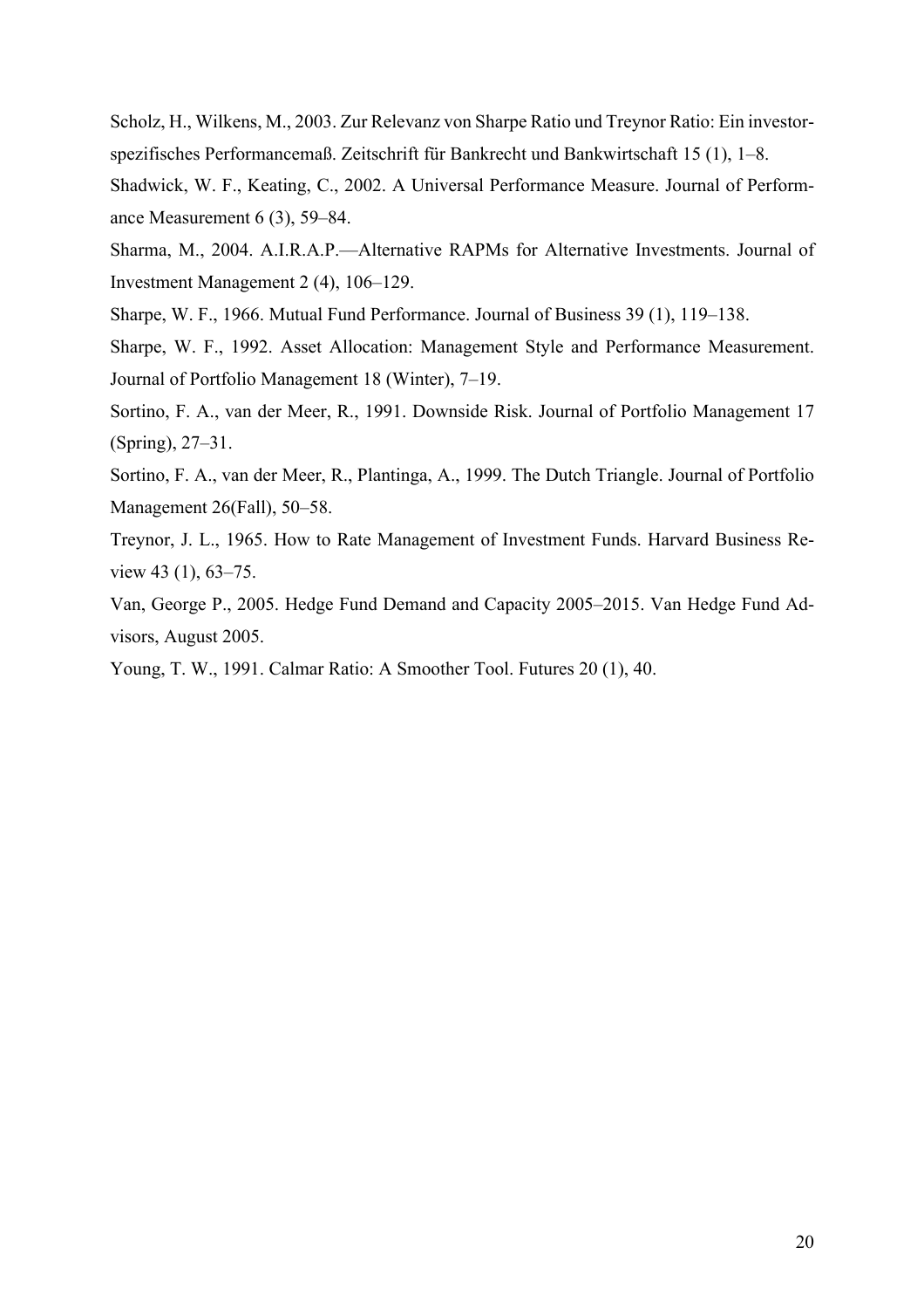Scholz, H., Wilkens, M., 2003. Zur Relevanz von Sharpe Ratio und Treynor Ratio: Ein investor-spezifisches Performancemaß. Zeitschrift für Bankrecht und Bankwirtschaft 15 (1), 1–8.

Shadwick, W. F., Keating, C., 2002. A Universal Performance Measure. Journal of Performance Measurement 6 (3), 59–84.

Sharma, M., 2004. A.I.R.A.P.—Alternative RAPMs for Alternative Investments. Journal of Investment Management 2 (4), 106–129.

Sharpe, W. F., 1966. Mutual Fund Performance. Journal of Business 39 (1), 119–138.

Sharpe, W. F., 1992. Asset Allocation: Management Style and Performance Measurement. Journal of Portfolio Management 18 (Winter), 7–19.

Sortino, F. A., van der Meer, R., 1991. Downside Risk. Journal of Portfolio Management 17 (Spring), 27–31.

Sortino, F. A., van der Meer, R., Plantinga, A., 1999. The Dutch Triangle. Journal of Portfolio Management 26(Fall), 50–58.

Treynor, J. L., 1965. How to Rate Management of Investment Funds. Harvard Business Review 43 (1), 63–75.

Van, George P., 2005. Hedge Fund Demand and Capacity 2005–2015. Van Hedge Fund Advisors, August 2005.

Young, T. W., 1991. Calmar Ratio: A Smoother Tool. Futures 20 (1), 40.